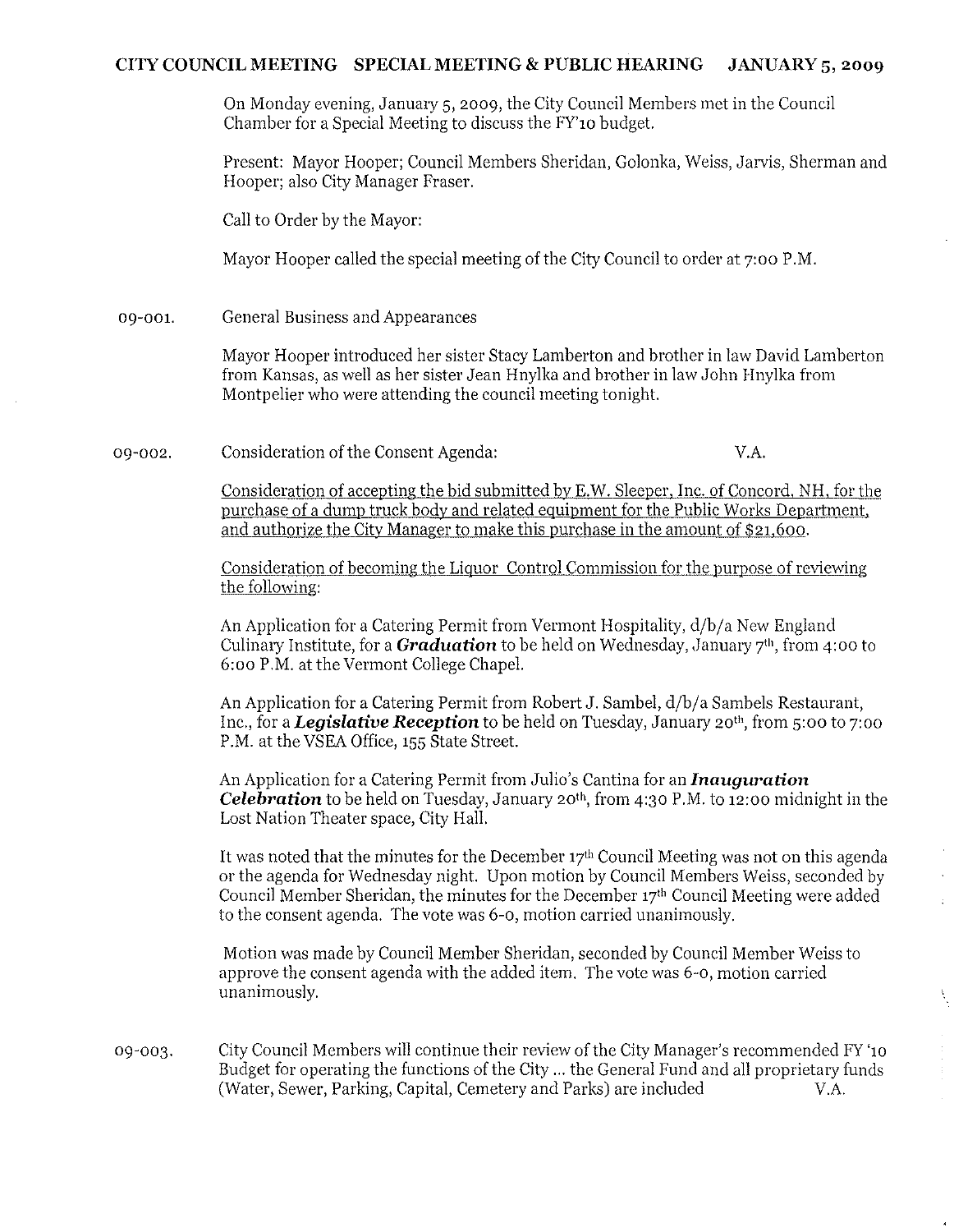## CITY COUNCIL MEETING SPECIAL MEETING & PUBLIC HEARING JANUARY 5, 2009

On Monday evening, January 5, 2009, the City Council Members met in the Council Chamber for a Special Meeting to discuss the FY'10 budget.

Present: Mayor Hooper; Council Members Sheridan, Golonka, Weiss, Jarvis, Sherman and Hooper; also City Manager Fraser.

Call to Order by the Mayor:

Mayor Hooper called the special meeting of the City Council to order at 7:00 P.M.

09-001. General Business and Appearances

Mayor Hooper introduced her sister Stacy Lamberton and brother in law David Lamberton from Kansas, as well as her sister Jean Hnylka and brother in law John Hnylka from Montpelier who were attending the council meeting tonight.

09-002. Consideration of the Consent Agenda: V.A.

Consideration of accepting the bid submitted by E.W. Sleeper, Inc. of Concord, NH, for the purchase of a dump truck body and related equipment for the Public Works Department, and authorize the City Manager to make this purchase in the amount of $21,600.

Consideration of becoming the Liquor Control Commission for the purpose of reviewing the following:

An Application for a Catering Permit from Vermont Hospitality, d/b/a New England Culinary Institute, for a ***Graduation*** to be held on Wednesday, January 7th, from 4:00 to 6:00 P.M. at the Vermont College Chapel.

An Application for a Catering Permit from Robert J. Sambel, d/b/a Sambels Restaurant, Inc., for a ***Legislative Reception*** to be held on Tuesday, January 20th, from 5:00 to 7:00 P.M. at the VSEA Office, 155 State Street.

An Application for a Catering Permit from Julio's Cantina for an ***Inauguration Celebration*** to be held on Tuesday, January 20th, from 4:30 P.M. to 12:00 midnight in the Lost Nation Theater space, City Hall.

It was noted that the minutes for the December 17th Council Meeting was not on this agenda or the agenda for Wednesday night. Upon motion by Council Members Weiss, seconded by Council Member Sheridan, the minutes for the December 17th Council Meeting were added to the consent agenda. The vote was 6-0, motion carried unanimously.

Motion was made by Council Member Sheridan, seconded by Council Member Weiss to approve the consent agenda with the added item. The vote was 6-0, motion carried unanimously.

09-003. City Council Members will continue their review of the City Manager's recommended FY '10 Budget for operating the functions of the City ... the General Fund and all proprietary funds (Water, Sewer, Parking, Capital, Cemetery and Parks) are included V.A.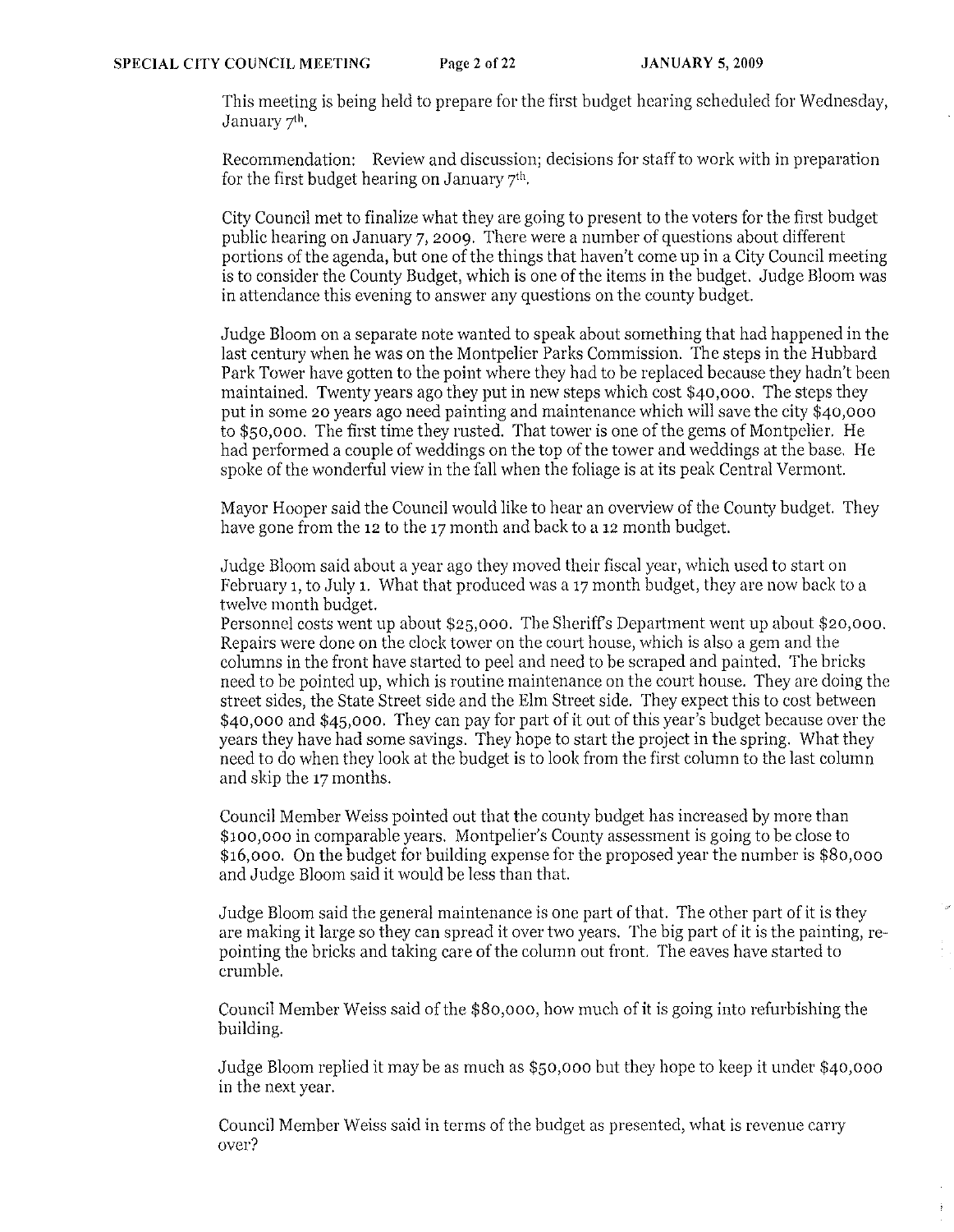This meeting is being held to prepare for the first budget hearing scheduled for Wednesday, January 7th.

Recommendation: Review and discussion; decisions for staff to work with in preparation for the first budget hearing on January 7th.

City Council met to finalize what they are going to present to the voters for the first budget public hearing on January 7, 2009. There were a number of questions about different portions of the agenda, but one of the things that haven't come up in a City Council meeting is to consider the County Budget, which is one of the items in the budget. Judge Bloom was in attendance this evening to answer any questions on the county budget.

Judge Bloom on a separate note wanted to speak about something that had happened in the last century when he was on the Montpelier Parks Commission. The steps in the Hubbard Park Tower have gotten to the point where they had to be replaced because they hadn't been maintained. Twenty years ago they put in new steps which cost $40,000. The steps they put in some 20 years ago need painting and maintenance which will save the city $40,000 to $50,000. The first time they rusted. That tower is one of the gems of Montpelier. He had performed a couple of weddings on the top of the tower and weddings at the base. He spoke of the wonderful view in the fall when the foliage is at its peak Central Vermont.

Mayor Hooper said the Council would like to hear an overview of the County budget. They have gone from the 12 to the 17 month and back to a 12 month budget.

Judge Bloom said about a year ago they moved their fiscal year, which used to start on February 1, to July 1. What that produced was a 17 month budget, they are now back to a twelve month budget.
Personnel costs went up about $25,000. The Sheriff's Department went up about $20,000. Repairs were done on the clock tower on the court house, which is also a gem and the columns in the front have started to peel and need to be scraped and painted. The bricks need to be pointed up, which is routine maintenance on the court house. They are doing the street sides, the State Street side and the Elm Street side. They expect this to cost between $40,000 and $45,000. They can pay for part of it out of this year's budget because over the years they have had some savings. They hope to start the project in the spring. What they need to do when they look at the budget is to look from the first column to the last column and skip the 17 months.

Council Member Weiss pointed out that the county budget has increased by more than $100,000 in comparable years. Montpelier's County assessment is going to be close to $16,000. On the budget for building expense for the proposed year the number is $80,000 and Judge Bloom said it would be less than that.

Judge Bloom said the general maintenance is one part of that. The other part of it is they are making it large so they can spread it over two years. The big part of it is the painting, re-pointing the bricks and taking care of the column out front. The eaves have started to crumble.

Council Member Weiss said of the $80,000, how much of it is going into refurbishing the building.

Judge Bloom replied it may be as much as $50,000 but they hope to keep it under $40,000 in the next year.

Council Member Weiss said in terms of the budget as presented, what is revenue carry over?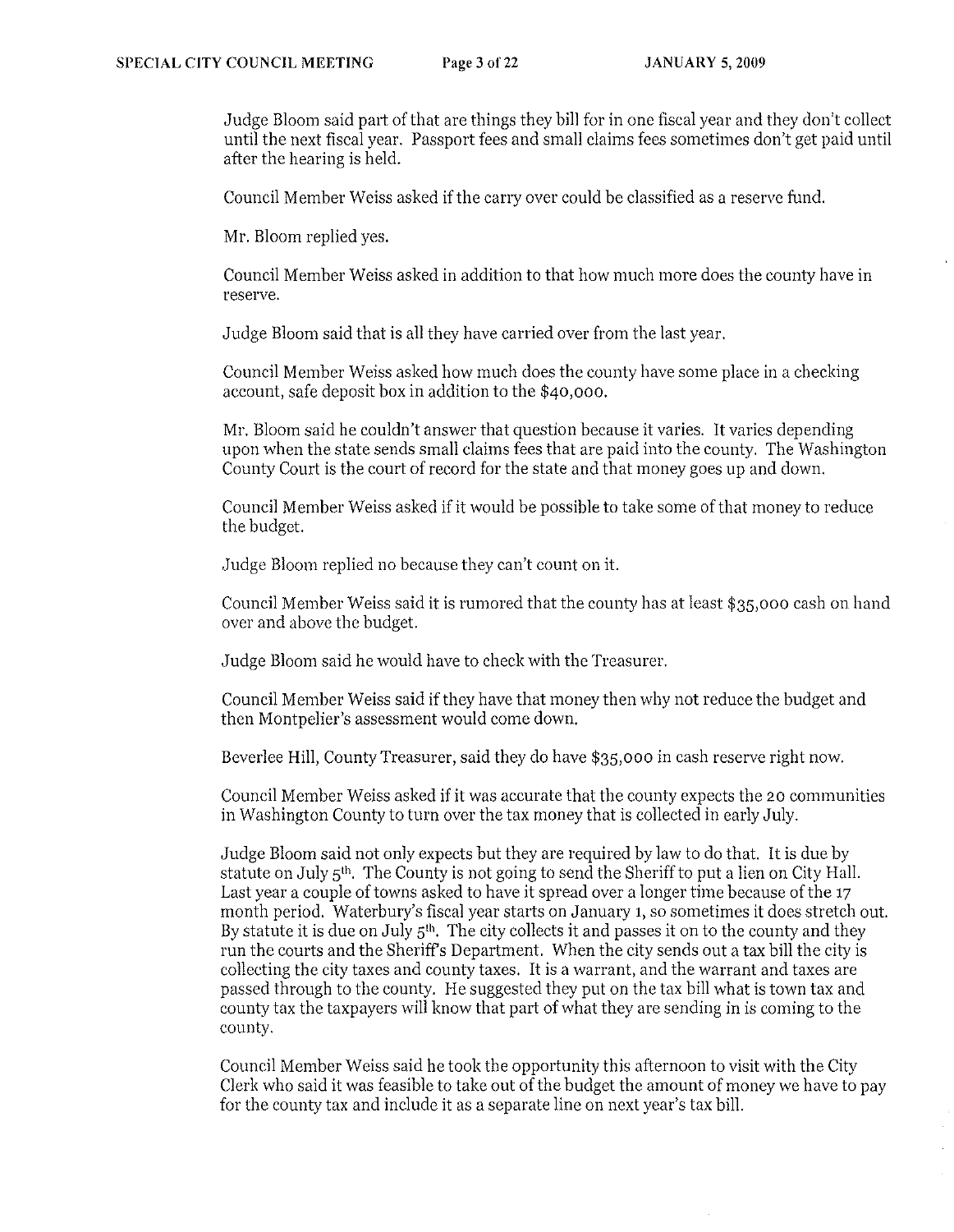Judge Bloom said part of that are things they bill for in one fiscal year and they don't collect until the next fiscal year. Passport fees and small claims fees sometimes don't get paid until after the hearing is held.

Council Member Weiss asked if the carry over could be classified as a reserve fund.

Mr. Bloom replied yes.

Council Member Weiss asked in addition to that how much more does the county have in reserve.

Judge Bloom said that is all they have carried over from the last year.

Council Member Weiss asked how much does the county have some place in a checking account, safe deposit box in addition to the $40,000.

Mr. Bloom said he couldn't answer that question because it varies. It varies depending upon when the state sends small claims fees that are paid into the county. The Washington County Court is the court of record for the state and that money goes up and down.

Council Member Weiss asked if it would be possible to take some of that money to reduce the budget.

Judge Bloom replied no because they can't count on it.

Council Member Weiss said it is rumored that the county has at least $35,000 cash on hand over and above the budget.

Judge Bloom said he would have to check with the Treasurer.

Council Member Weiss said if they have that money then why not reduce the budget and then Montpelier's assessment would come down.

Beverlee Hill, County Treasurer, said they do have $35,000 in cash reserve right now.

Council Member Weiss asked if it was accurate that the county expects the 20 communities in Washington County to turn over the tax money that is collected in early July.

Judge Bloom said not only expects but they are required by law to do that. It is due by statute on July 5th. The County is not going to send the Sheriff to put a lien on City Hall. Last year a couple of towns asked to have it spread over a longer time because of the 17 month period. Waterbury's fiscal year starts on January 1, so sometimes it does stretch out. By statute it is due on July 5th. The city collects it and passes it on to the county and they run the courts and the Sheriff's Department. When the city sends out a tax bill the city is collecting the city taxes and county taxes. It is a warrant, and the warrant and taxes are passed through to the county. He suggested they put on the tax bill what is town tax and county tax the taxpayers will know that part of what they are sending in is coming to the county.

Council Member Weiss said he took the opportunity this afternoon to visit with the City Clerk who said it was feasible to take out of the budget the amount of money we have to pay for the county tax and include it as a separate line on next year's tax bill.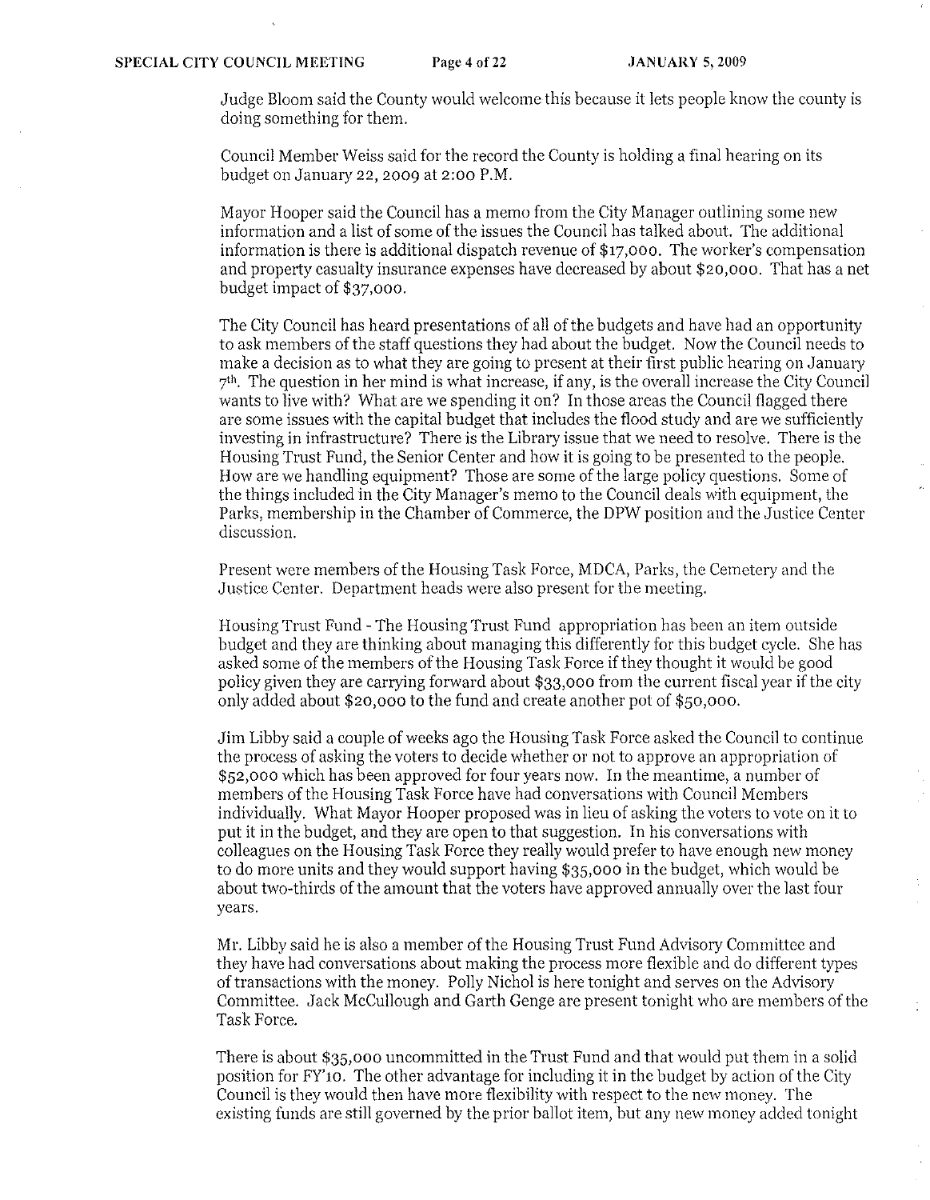Judge Bloom said the County would welcome this because it lets people know the county is doing something for them.

Council Member Weiss said for the record the County is holding a final hearing on its budget on January 22, 2009 at 2:00 P.M.

Mayor Hooper said the Council has a memo from the City Manager outlining some new information and a list of some of the issues the Council has talked about. The additional information is there is additional dispatch revenue of $17,000. The worker's compensation and property casualty insurance expenses have decreased by about $20,000. That has a net budget impact of $37,000.

The City Council has heard presentations of all of the budgets and have had an opportunity to ask members of the staff questions they had about the budget. Now the Council needs to make a decision as to what they are going to present at their first public hearing on January 7th. The question in her mind is what increase, if any, is the overall increase the City Council wants to live with? What are we spending it on? In those areas the Council flagged there are some issues with the capital budget that includes the flood study and are we sufficiently investing in infrastructure? There is the Library issue that we need to resolve. There is the Housing Trust Fund, the Senior Center and how it is going to be presented to the people. How are we handling equipment? Those are some of the large policy questions. Some of the things included in the City Manager's memo to the Council deals with equipment, the Parks, membership in the Chamber of Commerce, the DPW position and the Justice Center discussion.

Present were members of the Housing Task Force, MDCA, Parks, the Cemetery and the Justice Center. Department heads were also present for the meeting.

Housing Trust Fund - The Housing Trust Fund appropriation has been an item outside budget and they are thinking about managing this differently for this budget cycle. She has asked some of the members of the Housing Task Force if they thought it would be good policy given they are carrying forward about $33,000 from the current fiscal year if the city only added about $20,000 to the fund and create another pot of $50,000.

Jim Libby said a couple of weeks ago the Housing Task Force asked the Council to continue the process of asking the voters to decide whether or not to approve an appropriation of $52,000 which has been approved for four years now. In the meantime, a number of members of the Housing Task Force have had conversations with Council Members individually. What Mayor Hooper proposed was in lieu of asking the voters to vote on it to put it in the budget, and they are open to that suggestion. In his conversations with colleagues on the Housing Task Force they really would prefer to have enough new money to do more units and they would support having $35,000 in the budget, which would be about two-thirds of the amount that the voters have approved annually over the last four years.

Mr. Libby said he is also a member of the Housing Trust Fund Advisory Committee and they have had conversations about making the process more flexible and do different types of transactions with the money. Polly Nichol is here tonight and serves on the Advisory Committee. Jack McCullough and Garth Genge are present tonight who are members of the Task Force.

There is about $35,000 uncommitted in the Trust Fund and that would put them in a solid position for FY'10. The other advantage for including it in the budget by action of the City Council is they would then have more flexibility with respect to the new money. The existing funds are still governed by the prior ballot item, but any new money added tonight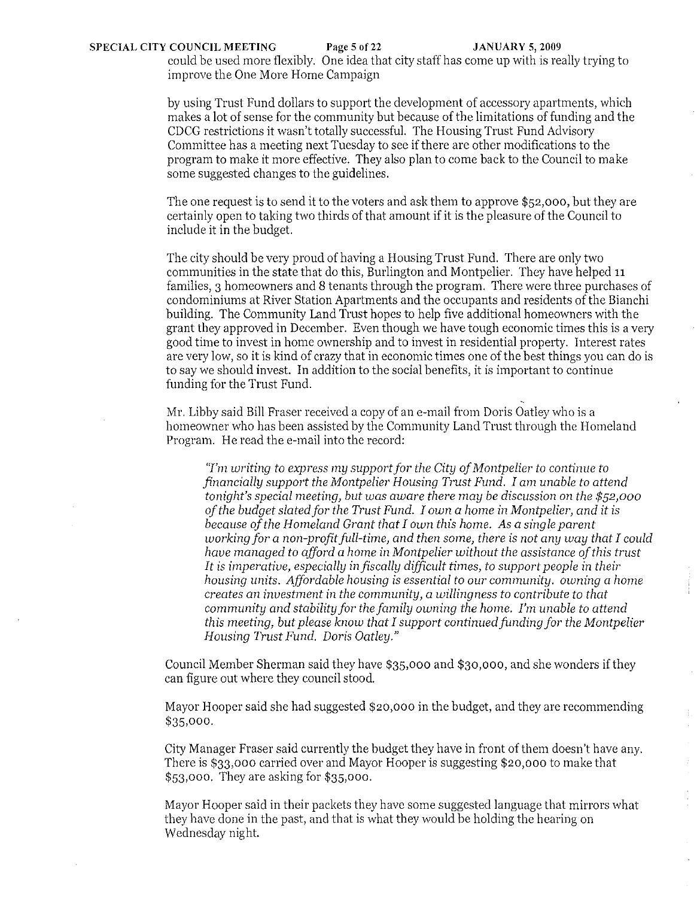could be used more flexibly. One idea that city staff has come up with is really trying to improve the One More Home Campaign

by using Trust Fund dollars to support the development of accessory apartments, which makes a lot of sense for the community but because of the limitations of funding and the CDCG restrictions it wasn't totally successful. The Housing Trust Fund Advisory Committee has a meeting next Tuesday to see if there are other modifications to the program to make it more effective. They also plan to come back to the Council to make some suggested changes to the guidelines.

The one request is to send it to the voters and ask them to approve $52,000, but they are certainly open to taking two thirds of that amount if it is the pleasure of the Council to include it in the budget.

The city should be very proud of having a Housing Trust Fund. There are only two communities in the state that do this, Burlington and Montpelier. They have helped 11 families, 3 homeowners and 8 tenants through the program. There were three purchases of condominiums at River Station Apartments and the occupants and residents of the Bianchi building. The Community Land Trust hopes to help five additional homeowners with the grant they approved in December. Even though we have tough economic times this is a very good time to invest in home ownership and to invest in residential property. Interest rates are very low, so it is kind of crazy that in economic times one of the best things you can do is to say we should invest. In addition to the social benefits, it is important to continue funding for the Trust Fund.

Mr. Libby said Bill Fraser received a copy of an e-mail from Doris Oatley who is a homeowner who has been assisted by the Community Land Trust through the Homeland Program. He read the e-mail into the record:

> *"I'm writing to express my support for the City of Montpelier to continue to financially support the Montpelier Housing Trust Fund. I am unable to attend tonight's special meeting, but was aware there may be discussion on the $52,000 of the budget slated for the Trust Fund. I own a home in Montpelier, and it is because of the Homeland Grant that I own this home. As a single parent working for a non-profit full-time, and then some, there is not any way that I could have managed to afford a home in Montpelier without the assistance of this trust It is imperative, especially in fiscally difficult times, to support people in their housing units. Affordable housing is essential to our community. owning a home creates an investment in the community, a willingness to contribute to that community and stability for the family owning the home. I'm unable to attend this meeting, but please know that I support continued funding for the Montpelier Housing Trust Fund. Doris Oatley."*

Council Member Sherman said they have $35,000 and $30,000, and she wonders if they can figure out where they council stood.

Mayor Hooper said she had suggested $20,000 in the budget, and they are recommending $35,000.

City Manager Fraser said currently the budget they have in front of them doesn't have any. There is $33,000 carried over and Mayor Hooper is suggesting $20,000 to make that $53,000. They are asking for $35,000.

Mayor Hooper said in their packets they have some suggested language that mirrors what they have done in the past, and that is what they would be holding the hearing on Wednesday night.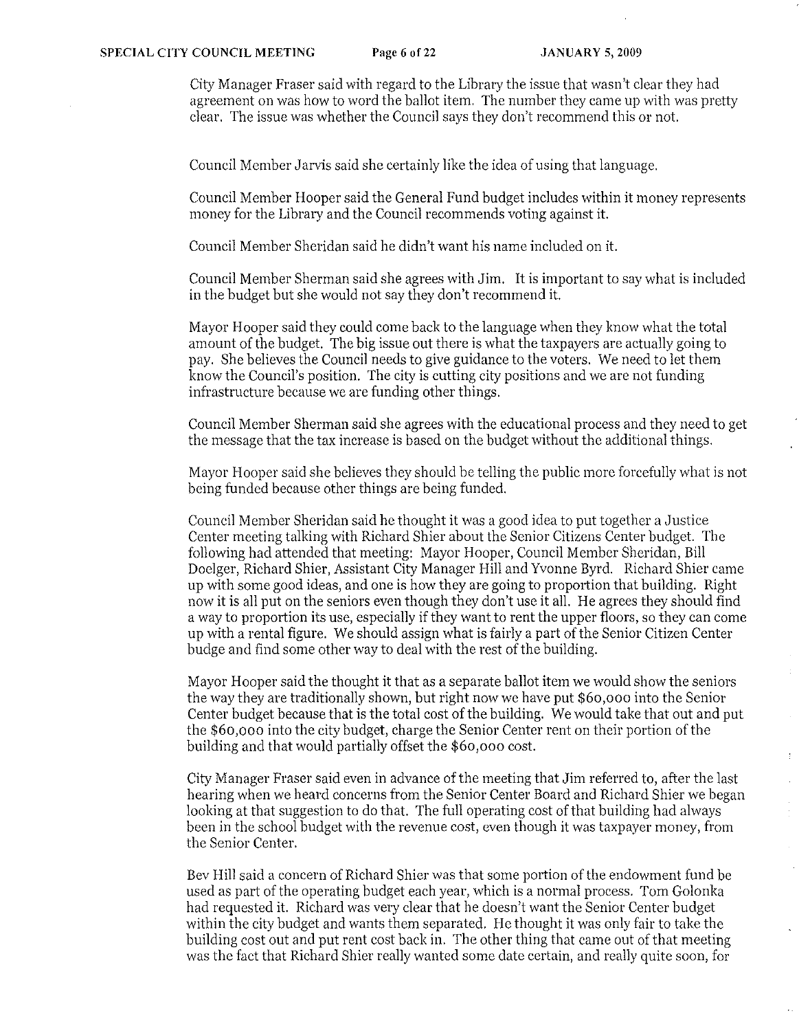City Manager Fraser said with regard to the Library the issue that wasn't clear they had agreement on was how to word the ballot item. The number they came up with was pretty clear. The issue was whether the Council says they don't recommend this or not.

Council Member Jarvis said she certainly like the idea of using that language.

Council Member Hooper said the General Fund budget includes within it money represents money for the Library and the Council recommends voting against it.

Council Member Sheridan said he didn't want his name included on it.

Council Member Sherman said she agrees with Jim. It is important to say what is included in the budget but she would not say they don't recommend it.

Mayor Hooper said they could come back to the language when they know what the total amount of the budget. The big issue out there is what the taxpayers are actually going to pay. She believes the Council needs to give guidance to the voters. We need to let them know the Council's position. The city is cutting city positions and we are not funding infrastructure because we are funding other things.

Council Member Sherman said she agrees with the educational process and they need to get the message that the tax increase is based on the budget without the additional things.

Mayor Hooper said she believes they should be telling the public more forcefully what is not being funded because other things are being funded.

Council Member Sheridan said he thought it was a good idea to put together a Justice Center meeting talking with Richard Shier about the Senior Citizens Center budget. The following had attended that meeting: Mayor Hooper, Council Member Sheridan, Bill Doelger, Richard Shier, Assistant City Manager Hill and Yvonne Byrd. Richard Shier came up with some good ideas, and one is how they are going to proportion that building. Right now it is all put on the seniors even though they don't use it all. He agrees they should find a way to proportion its use, especially if they want to rent the upper floors, so they can come up with a rental figure. We should assign what is fairly a part of the Senior Citizen Center budge and find some other way to deal with the rest of the building.

Mayor Hooper said the thought it that as a separate ballot item we would show the seniors the way they are traditionally shown, but right now we have put $60,000 into the Senior Center budget because that is the total cost of the building. We would take that out and put the $60,000 into the city budget, charge the Senior Center rent on their portion of the building and that would partially offset the $60,000 cost.

City Manager Fraser said even in advance of the meeting that Jim referred to, after the last hearing when we heard concerns from the Senior Center Board and Richard Shier we began looking at that suggestion to do that. The full operating cost of that building had always been in the school budget with the revenue cost, even though it was taxpayer money, from the Senior Center.

Bev Hill said a concern of Richard Shier was that some portion of the endowment fund be used as part of the operating budget each year, which is a normal process. Tom Golonka had requested it. Richard was very clear that he doesn't want the Senior Center budget within the city budget and wants them separated. He thought it was only fair to take the building cost out and put rent cost back in. The other thing that came out of that meeting was the fact that Richard Shier really wanted some date certain, and really quite soon, for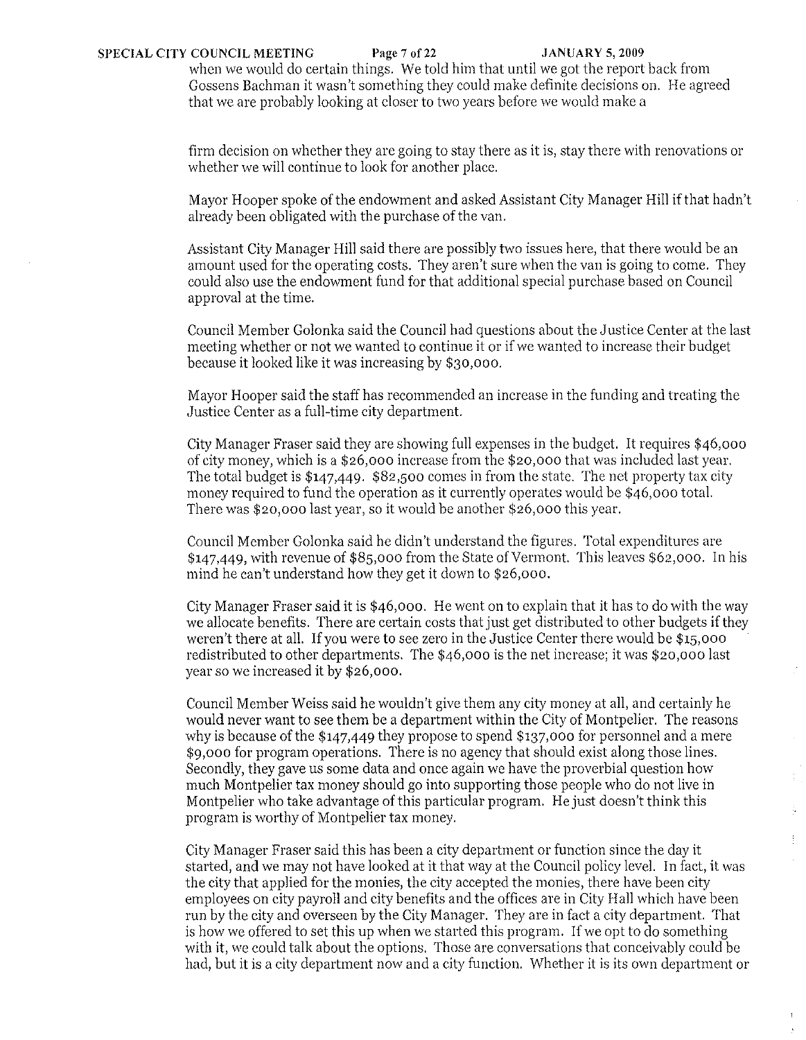when we would do certain things. We told him that until we got the report back from Gossens Bachman it wasn't something they could make definite decisions on. He agreed that we are probably looking at closer to two years before we would make a

firm decision on whether they are going to stay there as it is, stay there with renovations or whether we will continue to look for another place.

Mayor Hooper spoke of the endowment and asked Assistant City Manager Hill if that hadn't already been obligated with the purchase of the van.

Assistant City Manager Hill said there are possibly two issues here, that there would be an amount used for the operating costs. They aren't sure when the van is going to come. They could also use the endowment fund for that additional special purchase based on Council approval at the time.

Council Member Golonka said the Council had questions about the Justice Center at the last meeting whether or not we wanted to continue it or if we wanted to increase their budget because it looked like it was increasing by $30,000.

Mayor Hooper said the staff has recommended an increase in the funding and treating the Justice Center as a full-time city department.

City Manager Fraser said they are showing full expenses in the budget. It requires $46,000 of city money, which is a $26,000 increase from the $20,000 that was included last year. The total budget is $147,449. $82,500 comes in from the state. The net property tax city money required to fund the operation as it currently operates would be $46,000 total. There was $20,000 last year, so it would be another $26,000 this year.

Council Member Golonka said he didn't understand the figures. Total expenditures are $147,449, with revenue of $85,000 from the State of Vermont. This leaves $62,000. In his mind he can't understand how they get it down to $26,000.

City Manager Fraser said it is $46,000. He went on to explain that it has to do with the way we allocate benefits. There are certain costs that just get distributed to other budgets if they weren't there at all. If you were to see zero in the Justice Center there would be $15,000 redistributed to other departments. The $46,000 is the net increase; it was $20,000 last year so we increased it by $26,000.

Council Member Weiss said he wouldn't give them any city money at all, and certainly he would never want to see them be a department within the City of Montpelier. The reasons why is because of the $147,449 they propose to spend $137,000 for personnel and a mere $9,000 for program operations. There is no agency that should exist along those lines. Secondly, they gave us some data and once again we have the proverbial question how much Montpelier tax money should go into supporting those people who do not live in Montpelier who take advantage of this particular program. He just doesn't think this program is worthy of Montpelier tax money.

City Manager Fraser said this has been a city department or function since the day it started, and we may not have looked at it that way at the Council policy level. In fact, it was the city that applied for the monies, the city accepted the monies, there have been city employees on city payroll and city benefits and the offices are in City Hall which have been run by the city and overseen by the City Manager. They are in fact a city department. That is how we offered to set this up when we started this program. If we opt to do something with it, we could talk about the options. Those are conversations that conceivably could be had, but it is a city department now and a city function. Whether it is its own department or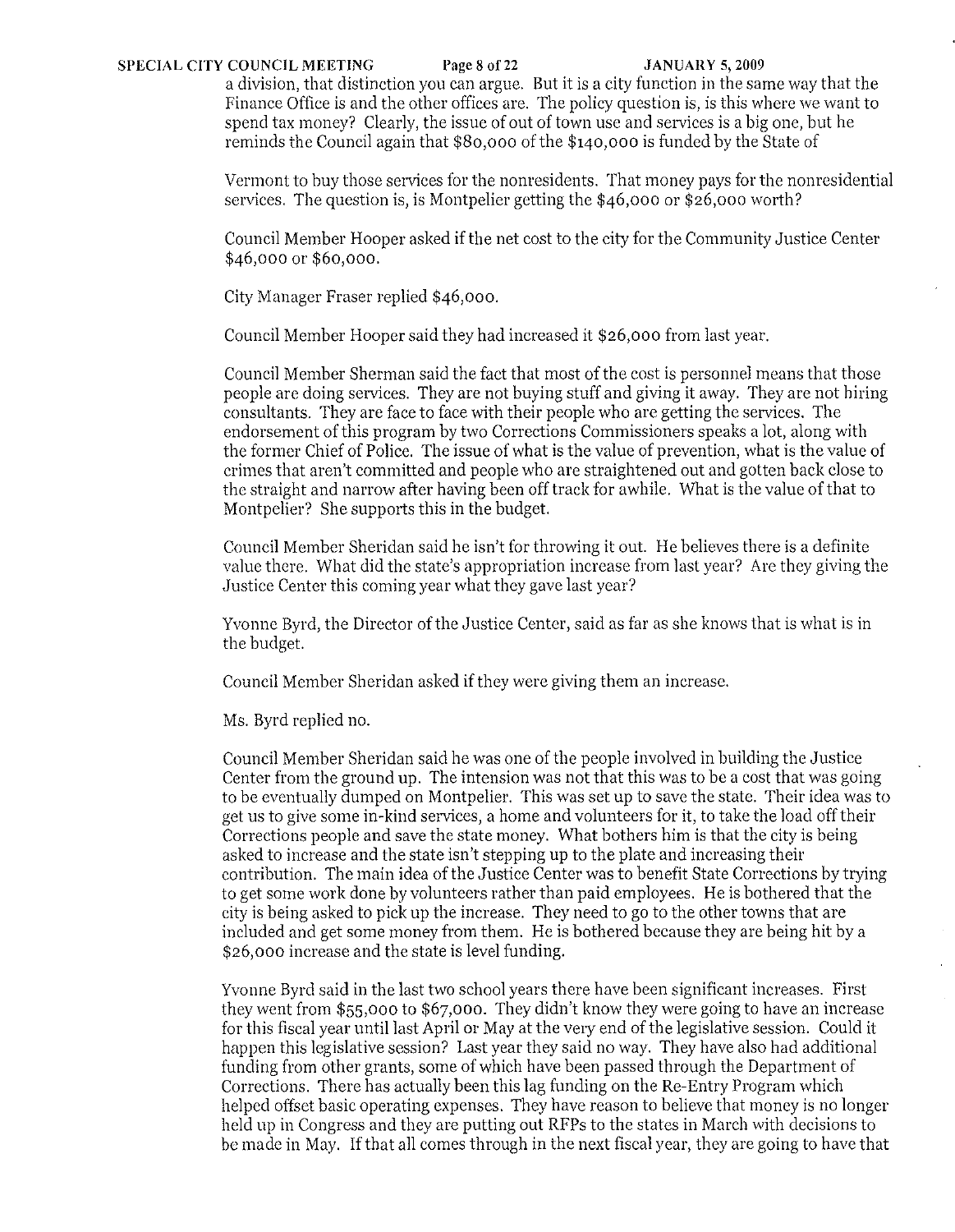a division, that distinction you can argue. But it is a city function in the same way that the Finance Office is and the other offices are. The policy question is, is this where we want to spend tax money? Clearly, the issue of out of town use and services is a big one, but he reminds the Council again that $80,000 of the $140,000 is funded by the State of

Vermont to buy those services for the nonresidents. That money pays for the nonresidential services. The question is, is Montpelier getting the $46,000 or $26,000 worth?

Council Member Hooper asked if the net cost to the city for the Community Justice Center $46,000 or $60,000.

City Manager Fraser replied $46,000.

Council Member Hooper said they had increased it $26,000 from last year.

Council Member Sherman said the fact that most of the cost is personnel means that those people are doing services. They are not buying stuff and giving it away. They are not hiring consultants. They are face to face with their people who are getting the services. The endorsement of this program by two Corrections Commissioners speaks a lot, along with the former Chief of Police. The issue of what is the value of prevention, what is the value of crimes that aren't committed and people who are straightened out and gotten back close to the straight and narrow after having been off track for awhile. What is the value of that to Montpelier? She supports this in the budget.

Council Member Sheridan said he isn't for throwing it out. He believes there is a definite value there. What did the state's appropriation increase from last year? Are they giving the Justice Center this coming year what they gave last year?

Yvonne Byrd, the Director of the Justice Center, said as far as she knows that is what is in the budget.

Council Member Sheridan asked if they were giving them an increase.

Ms. Byrd replied no.

Council Member Sheridan said he was one of the people involved in building the Justice Center from the ground up. The intension was not that this was to be a cost that was going to be eventually dumped on Montpelier. This was set up to save the state. Their idea was to get us to give some in-kind services, a home and volunteers for it, to take the load off their Corrections people and save the state money. What bothers him is that the city is being asked to increase and the state isn't stepping up to the plate and increasing their contribution. The main idea of the Justice Center was to benefit State Corrections by trying to get some work done by volunteers rather than paid employees. He is bothered that the city is being asked to pick up the increase. They need to go to the other towns that are included and get some money from them. He is bothered because they are being hit by a $26,000 increase and the state is level funding.

Yvonne Byrd said in the last two school years there have been significant increases. First they went from $55,000 to $67,000. They didn't know they were going to have an increase for this fiscal year until last April or May at the very end of the legislative session. Could it happen this legislative session? Last year they said no way. They have also had additional funding from other grants, some of which have been passed through the Department of Corrections. There has actually been this lag funding on the Re-Entry Program which helped offset basic operating expenses. They have reason to believe that money is no longer held up in Congress and they are putting out RFPs to the states in March with decisions to be made in May. If that all comes through in the next fiscal year, they are going to have that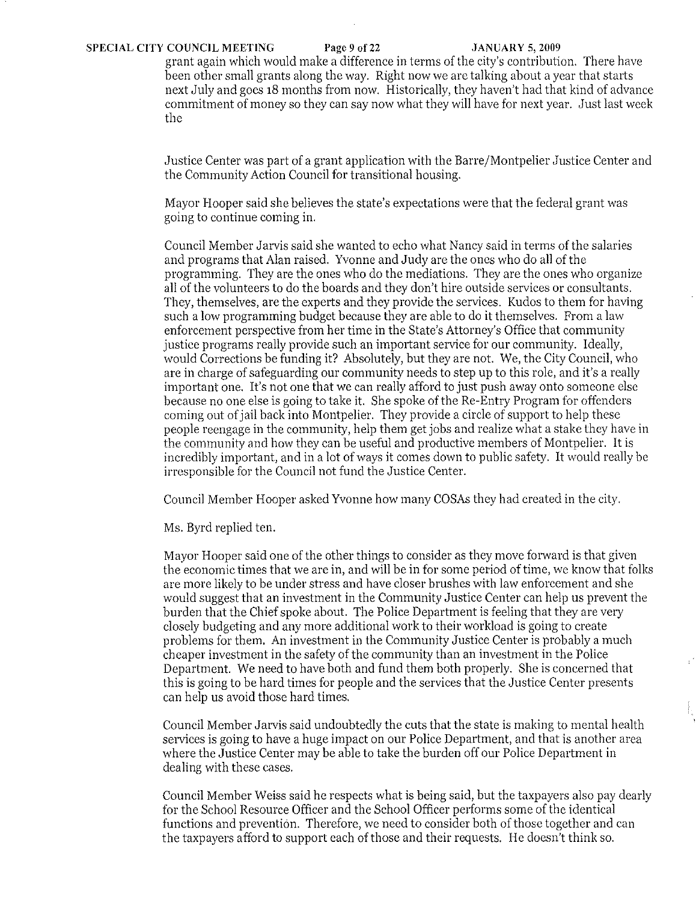grant again which would make a difference in terms of the city's contribution. There have been other small grants along the way. Right now we are talking about a year that starts next July and goes 18 months from now. Historically, they haven't had that kind of advance commitment of money so they can say now what they will have for next year. Just last week the

Justice Center was part of a grant application with the Barre/Montpelier Justice Center and the Community Action Council for transitional housing.

Mayor Hooper said she believes the state's expectations were that the federal grant was going to continue coming in.

Council Member Jarvis said she wanted to echo what Nancy said in terms of the salaries and programs that Alan raised. Yvonne and Judy are the ones who do all of the programming. They are the ones who do the mediations. They are the ones who organize all of the volunteers to do the boards and they don't hire outside services or consultants. They, themselves, are the experts and they provide the services. Kudos to them for having such a low programming budget because they are able to do it themselves. From a law enforcement perspective from her time in the State's Attorney's Office that community justice programs really provide such an important service for our community. Ideally, would Corrections be funding it? Absolutely, but they are not. We, the City Council, who are in charge of safeguarding our community needs to step up to this role, and it's a really important one. It's not one that we can really afford to just push away onto someone else because no one else is going to take it. She spoke of the Re-Entry Program for offenders coming out of jail back into Montpelier. They provide a circle of support to help these people reengage in the community, help them get jobs and realize what a stake they have in the community and how they can be useful and productive members of Montpelier. It is incredibly important, and in a lot of ways it comes down to public safety. It would really be irresponsible for the Council not fund the Justice Center.

Council Member Hooper asked Yvonne how many COSAs they had created in the city.

Ms. Byrd replied ten.

Mayor Hooper said one of the other things to consider as they move forward is that given the economic times that we are in, and will be in for some period of time, we know that folks are more likely to be under stress and have closer brushes with law enforcement and she would suggest that an investment in the Community Justice Center can help us prevent the burden that the Chief spoke about. The Police Department is feeling that they are very closely budgeting and any more additional work to their workload is going to create problems for them. An investment in the Community Justice Center is probably a much cheaper investment in the safety of the community than an investment in the Police Department. We need to have both and fund them both properly. She is concerned that this is going to be hard times for people and the services that the Justice Center presents can help us avoid those hard times.

Council Member Jarvis said undoubtedly the cuts that the state is making to mental health services is going to have a huge impact on our Police Department, and that is another area where the Justice Center may be able to take the burden off our Police Department in dealing with these cases.

Council Member Weiss said he respects what is being said, but the taxpayers also pay dearly for the School Resource Officer and the School Officer performs some of the identical functions and prevention. Therefore, we need to consider both of those together and can the taxpayers afford to support each of those and their requests. He doesn't think so.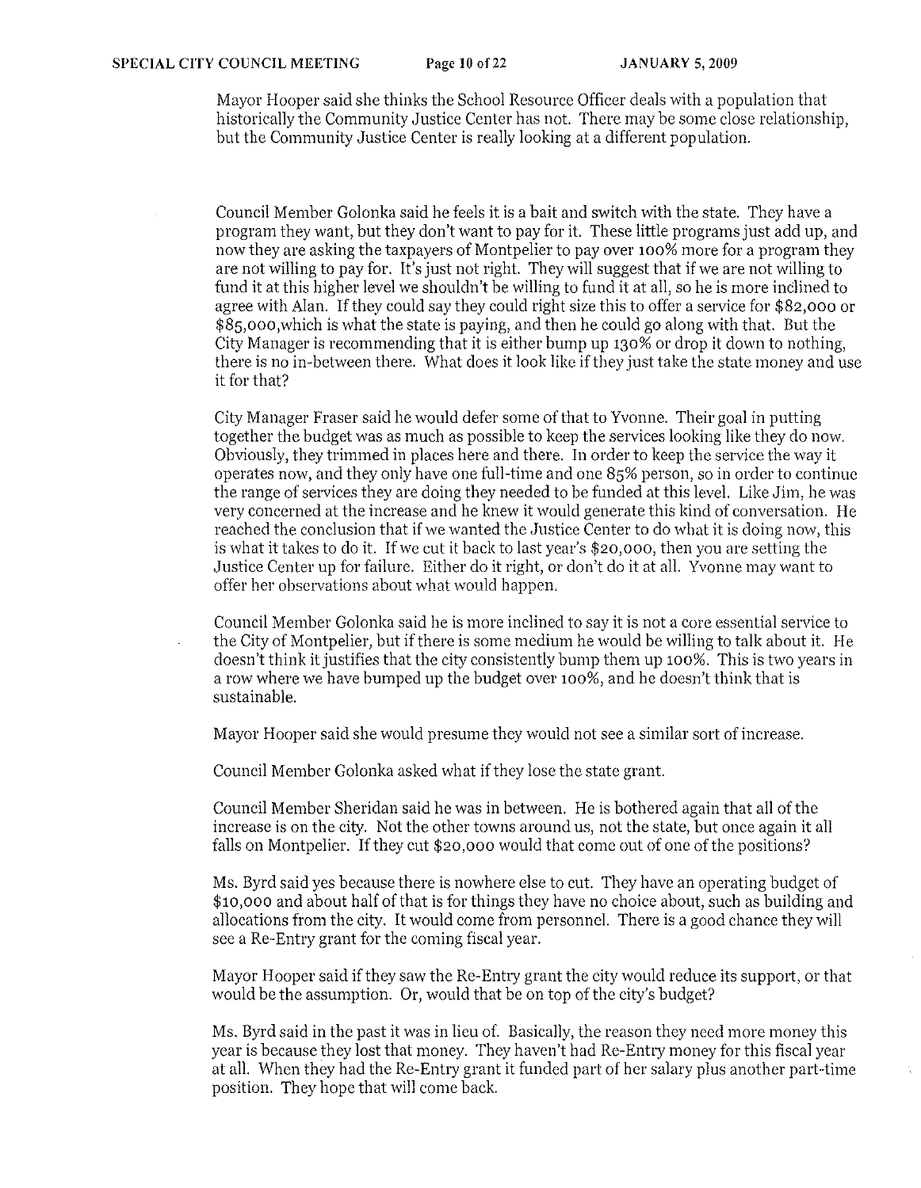Mayor Hooper said she thinks the School Resource Officer deals with a population that historically the Community Justice Center has not. There may be some close relationship, but the Community Justice Center is really looking at a different population.

Council Member Golonka said he feels it is a bait and switch with the state. They have a program they want, but they don't want to pay for it. These little programs just add up, and now they are asking the taxpayers of Montpelier to pay over 100% more for a program they are not willing to pay for. It's just not right. They will suggest that if we are not willing to fund it at this higher level we shouldn't be willing to fund it at all, so he is more inclined to agree with Alan. If they could say they could right size this to offer a service for $82,000 or $85,000, which is what the state is paying, and then he could go along with that. But the City Manager is recommending that it is either bump up 130% or drop it down to nothing, there is no in-between there. What does it look like if they just take the state money and use it for that?

City Manager Fraser said he would defer some of that to Yvonne. Their goal in putting together the budget was as much as possible to keep the services looking like they do now. Obviously, they trimmed in places here and there. In order to keep the service the way it operates now, and they only have one full-time and one 85% person, so in order to continue the range of services they are doing they needed to be funded at this level. Like Jim, he was very concerned at the increase and he knew it would generate this kind of conversation. He reached the conclusion that if we wanted the Justice Center to do what it is doing now, this is what it takes to do it. If we cut it back to last year's $20,000, then you are setting the Justice Center up for failure. Either do it right, or don't do it at all. Yvonne may want to offer her observations about what would happen.

Council Member Golonka said he is more inclined to say it is not a core essential service to the City of Montpelier, but if there is some medium he would be willing to talk about it. He doesn't think it justifies that the city consistently bump them up 100%. This is two years in a row where we have bumped up the budget over 100%, and he doesn't think that is sustainable.

Mayor Hooper said she would presume they would not see a similar sort of increase.

Council Member Golonka asked what if they lose the state grant.

Council Member Sheridan said he was in between. He is bothered again that all of the increase is on the city. Not the other towns around us, not the state, but once again it all falls on Montpelier. If they cut $20,000 would that come out of one of the positions?

Ms. Byrd said yes because there is nowhere else to cut. They have an operating budget of $10,000 and about half of that is for things they have no choice about, such as building and allocations from the city. It would come from personnel. There is a good chance they will see a Re-Entry grant for the coming fiscal year.

Mayor Hooper said if they saw the Re-Entry grant the city would reduce its support, or that would be the assumption. Or, would that be on top of the city's budget?

Ms. Byrd said in the past it was in lieu of. Basically, the reason they need more money this year is because they lost that money. They haven't had Re-Entry money for this fiscal year at all. When they had the Re-Entry grant it funded part of her salary plus another part-time position. They hope that will come back.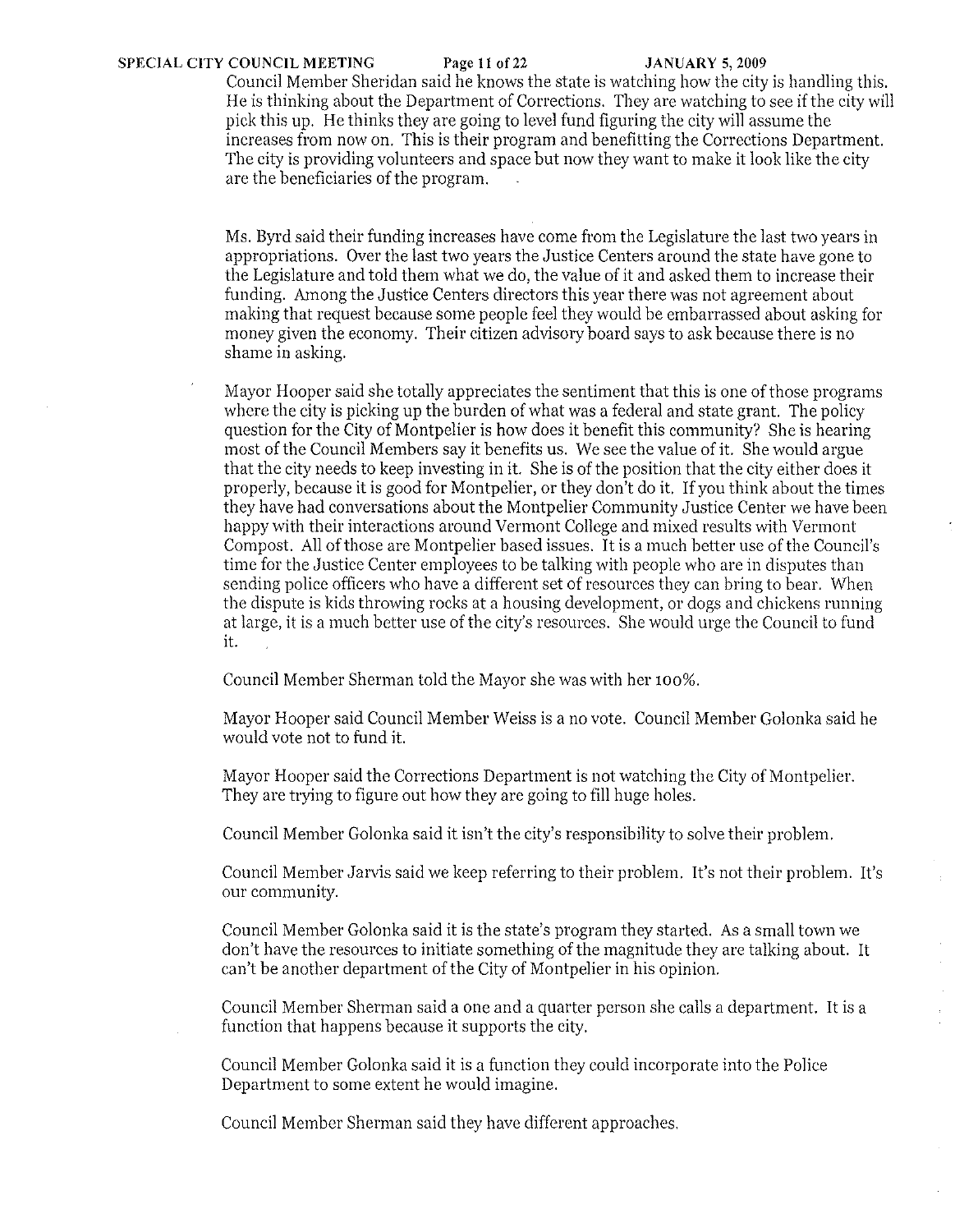Council Member Sheridan said he knows the state is watching how the city is handling this. He is thinking about the Department of Corrections. They are watching to see if the city will pick this up. He thinks they are going to level fund figuring the city will assume the increases from now on. This is their program and benefitting the Corrections Department. The city is providing volunteers and space but now they want to make it look like the city are the beneficiaries of the program.

Ms. Byrd said their funding increases have come from the Legislature the last two years in appropriations. Over the last two years the Justice Centers around the state have gone to the Legislature and told them what we do, the value of it and asked them to increase their funding. Among the Justice Centers directors this year there was not agreement about making that request because some people feel they would be embarrassed about asking for money given the economy. Their citizen advisory board says to ask because there is no shame in asking.

Mayor Hooper said she totally appreciates the sentiment that this is one of those programs where the city is picking up the burden of what was a federal and state grant. The policy question for the City of Montpelier is how does it benefit this community? She is hearing most of the Council Members say it benefits us. We see the value of it. She would argue that the city needs to keep investing in it. She is of the position that the city either does it properly, because it is good for Montpelier, or they don't do it. If you think about the times they have had conversations about the Montpelier Community Justice Center we have been happy with their interactions around Vermont College and mixed results with Vermont Compost. All of those are Montpelier based issues. It is a much better use of the Council's time for the Justice Center employees to be talking with people who are in disputes than sending police officers who have a different set of resources they can bring to bear. When the dispute is kids throwing rocks at a housing development, or dogs and chickens running at large, it is a much better use of the city's resources. She would urge the Council to fund it.

Council Member Sherman told the Mayor she was with her 100%.

Mayor Hooper said Council Member Weiss is a no vote. Council Member Golonka said he would vote not to fund it.

Mayor Hooper said the Corrections Department is not watching the City of Montpelier. They are trying to figure out how they are going to fill huge holes.

Council Member Golonka said it isn't the city's responsibility to solve their problem.

Council Member Jarvis said we keep referring to their problem. It's not their problem. It's our community.

Council Member Golonka said it is the state's program they started. As a small town we don't have the resources to initiate something of the magnitude they are talking about. It can't be another department of the City of Montpelier in his opinion.

Council Member Sherman said a one and a quarter person she calls a department. It is a function that happens because it supports the city.

Council Member Golonka said it is a function they could incorporate into the Police Department to some extent he would imagine.

Council Member Sherman said they have different approaches.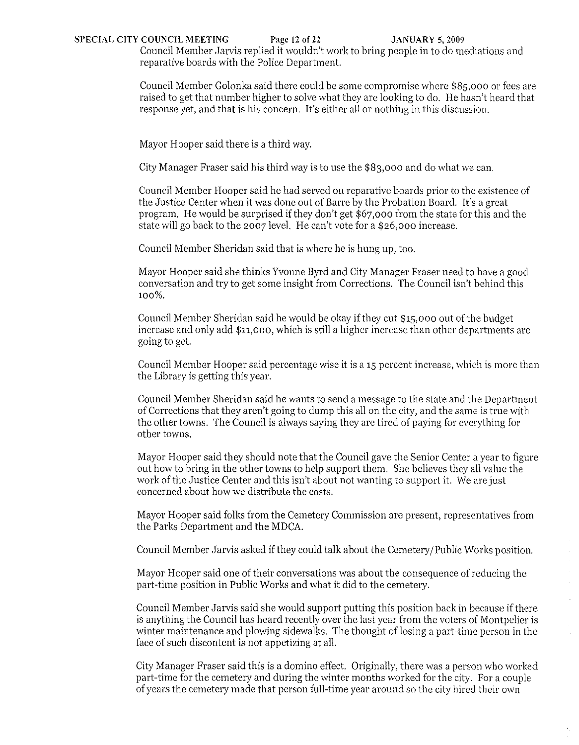Council Member Jarvis replied it wouldn't work to bring people in to do mediations and reparative boards with the Police Department.

Council Member Golonka said there could be some compromise where $85,000 or fees are raised to get that number higher to solve what they are looking to do. He hasn't heard that response yet, and that is his concern. It's either all or nothing in this discussion.

Mayor Hooper said there is a third way.

City Manager Fraser said his third way is to use the $83,000 and do what we can.

Council Member Hooper said he had served on reparative boards prior to the existence of the Justice Center when it was done out of Barre by the Probation Board. It's a great program. He would be surprised if they don't get $67,000 from the state for this and the state will go back to the 2007 level. He can't vote for a $26,000 increase.

Council Member Sheridan said that is where he is hung up, too.

Mayor Hooper said she thinks Yvonne Byrd and City Manager Fraser need to have a good conversation and try to get some insight from Corrections. The Council isn't behind this 100%.

Council Member Sheridan said he would be okay if they cut $15,000 out of the budget increase and only add $11,000, which is still a higher increase than other departments are going to get.

Council Member Hooper said percentage wise it is a 15 percent increase, which is more than the Library is getting this year.

Council Member Sheridan said he wants to send a message to the state and the Department of Corrections that they aren't going to dump this all on the city, and the same is true with the other towns. The Council is always saying they are tired of paying for everything for other towns.

Mayor Hooper said they should note that the Council gave the Senior Center a year to figure out how to bring in the other towns to help support them. She believes they all value the work of the Justice Center and this isn't about not wanting to support it. We are just concerned about how we distribute the costs.

Mayor Hooper said folks from the Cemetery Commission are present, representatives from the Parks Department and the MDCA.

Council Member Jarvis asked if they could talk about the Cemetery/Public Works position.

Mayor Hooper said one of their conversations was about the consequence of reducing the part-time position in Public Works and what it did to the cemetery.

Council Member Jarvis said she would support putting this position back in because if there is anything the Council has heard recently over the last year from the voters of Montpelier is winter maintenance and plowing sidewalks. The thought of losing a part-time person in the face of such discontent is not appetizing at all.

City Manager Fraser said this is a domino effect. Originally, there was a person who worked part-time for the cemetery and during the winter months worked for the city. For a couple of years the cemetery made that person full-time year around so the city hired their own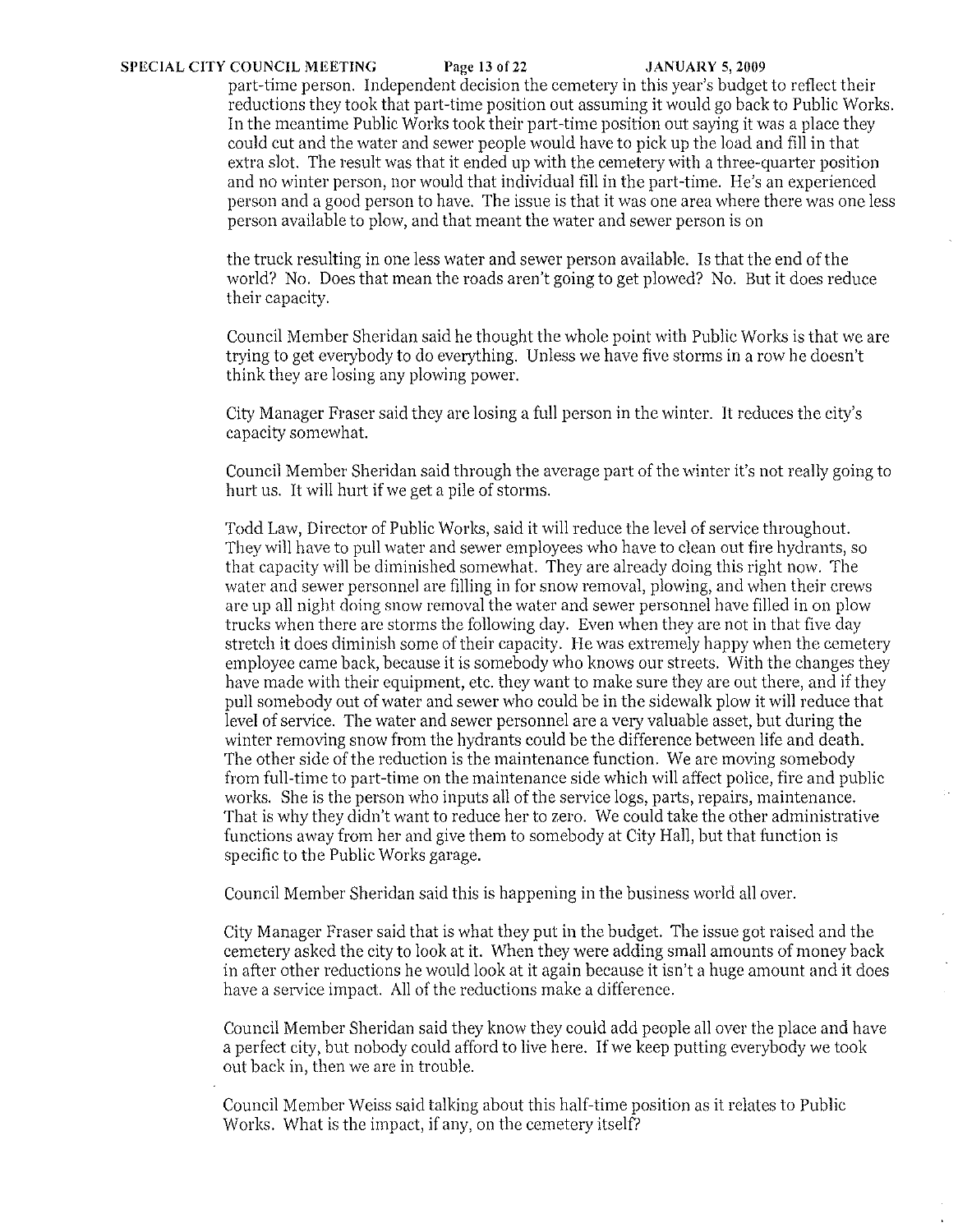part-time person. Independent decision the cemetery in this year's budget to reflect their reductions they took that part-time position out assuming it would go back to Public Works. In the meantime Public Works took their part-time position out saying it was a place they could cut and the water and sewer people would have to pick up the load and fill in that extra slot. The result was that it ended up with the cemetery with a three-quarter position and no winter person, nor would that individual fill in the part-time. He's an experienced person and a good person to have. The issue is that it was one area where there was one less person available to plow, and that meant the water and sewer person is on

the truck resulting in one less water and sewer person available. Is that the end of the world? No. Does that mean the roads aren't going to get plowed? No. But it does reduce their capacity.

Council Member Sheridan said he thought the whole point with Public Works is that we are trying to get everybody to do everything. Unless we have five storms in a row he doesn't think they are losing any plowing power.

City Manager Fraser said they are losing a full person in the winter. It reduces the city's capacity somewhat.

Council Member Sheridan said through the average part of the winter it's not really going to hurt us. It will hurt if we get a pile of storms.

Todd Law, Director of Public Works, said it will reduce the level of service throughout. They will have to pull water and sewer employees who have to clean out fire hydrants, so that capacity will be diminished somewhat. They are already doing this right now. The water and sewer personnel are filling in for snow removal, plowing, and when their crews are up all night doing snow removal the water and sewer personnel have filled in on plow trucks when there are storms the following day. Even when they are not in that five day stretch it does diminish some of their capacity. He was extremely happy when the cemetery employee came back, because it is somebody who knows our streets. With the changes they have made with their equipment, etc. they want to make sure they are out there, and if they pull somebody out of water and sewer who could be in the sidewalk plow it will reduce that level of service. The water and sewer personnel are a very valuable asset, but during the winter removing snow from the hydrants could be the difference between life and death. The other side of the reduction is the maintenance function. We are moving somebody from full-time to part-time on the maintenance side which will affect police, fire and public works. She is the person who inputs all of the service logs, parts, repairs, maintenance. That is why they didn't want to reduce her to zero. We could take the other administrative functions away from her and give them to somebody at City Hall, but that function is specific to the Public Works garage.

Council Member Sheridan said this is happening in the business world all over.

City Manager Fraser said that is what they put in the budget. The issue got raised and the cemetery asked the city to look at it. When they were adding small amounts of money back in after other reductions he would look at it again because it isn't a huge amount and it does have a service impact. All of the reductions make a difference.

Council Member Sheridan said they know they could add people all over the place and have a perfect city, but nobody could afford to live here. If we keep putting everybody we took out back in, then we are in trouble.

Council Member Weiss said talking about this half-time position as it relates to Public Works. What is the impact, if any, on the cemetery itself?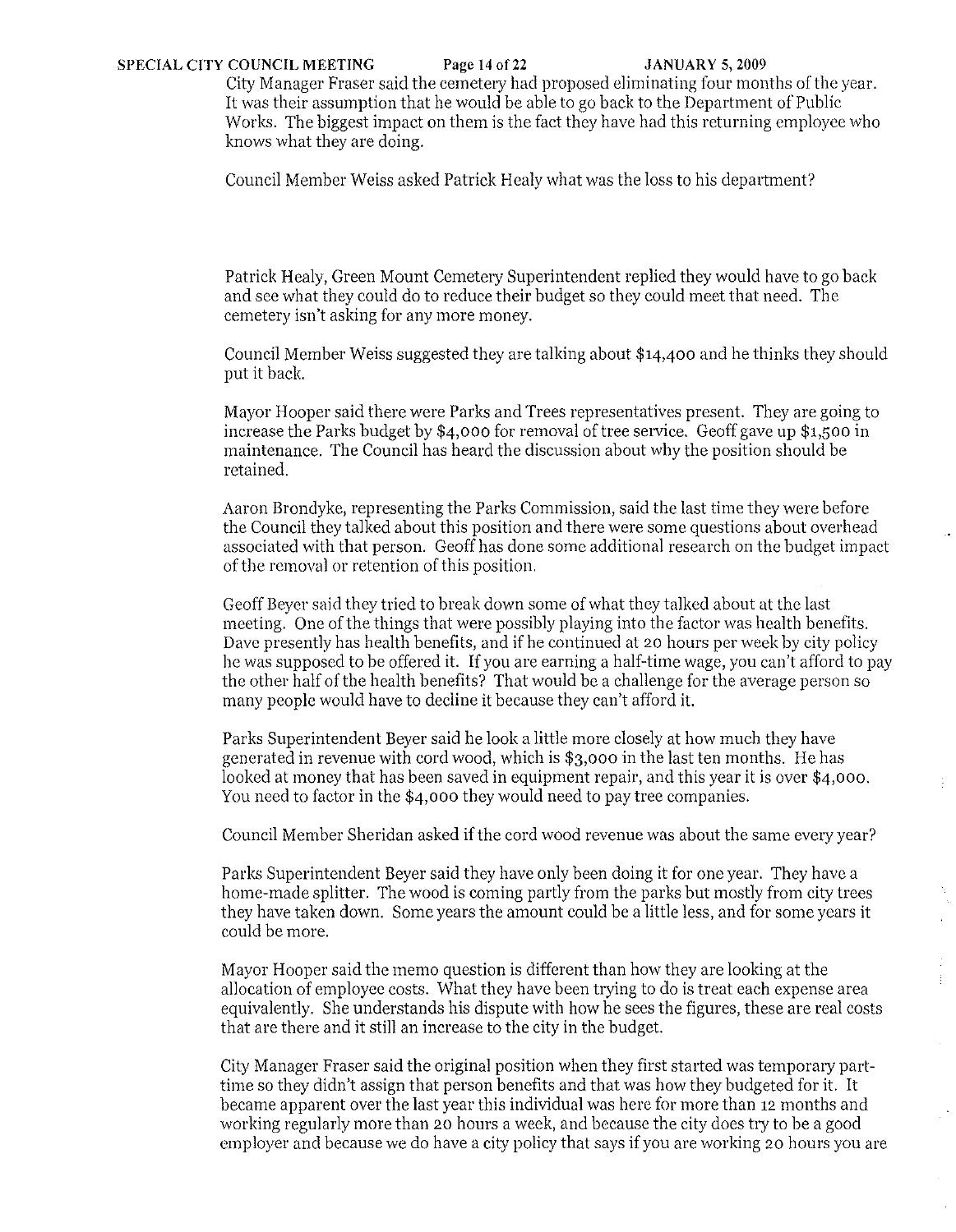City Manager Fraser said the cemetery had proposed eliminating four months of the year. It was their assumption that he would be able to go back to the Department of Public Works. The biggest impact on them is the fact they have had this returning employee who knows what they are doing.

Council Member Weiss asked Patrick Healy what was the loss to his department?

Patrick Healy, Green Mount Cemetery Superintendent replied they would have to go back and see what they could do to reduce their budget so they could meet that need. The cemetery isn't asking for any more money.

Council Member Weiss suggested they are talking about $14,400 and he thinks they should put it back.

Mayor Hooper said there were Parks and Trees representatives present. They are going to increase the Parks budget by $4,000 for removal of tree service. Geoff gave up $1,500 in maintenance. The Council has heard the discussion about why the position should be retained.

Aaron Brondyke, representing the Parks Commission, said the last time they were before the Council they talked about this position and there were some questions about overhead associated with that person. Geoff has done some additional research on the budget impact of the removal or retention of this position.

Geoff Beyer said they tried to break down some of what they talked about at the last meeting. One of the things that were possibly playing into the factor was health benefits. Dave presently has health benefits, and if he continued at 20 hours per week by city policy he was supposed to be offered it. If you are earning a half-time wage, you can't afford to pay the other half of the health benefits? That would be a challenge for the average person so many people would have to decline it because they can't afford it.

Parks Superintendent Beyer said he look a little more closely at how much they have generated in revenue with cord wood, which is $3,000 in the last ten months. He has looked at money that has been saved in equipment repair, and this year it is over $4,000. You need to factor in the $4,000 they would need to pay tree companies.

Council Member Sheridan asked if the cord wood revenue was about the same every year?

Parks Superintendent Beyer said they have only been doing it for one year. They have a home-made splitter. The wood is coming partly from the parks but mostly from city trees they have taken down. Some years the amount could be a little less, and for some years it could be more.

Mayor Hooper said the memo question is different than how they are looking at the allocation of employee costs. What they have been trying to do is treat each expense area equivalently. She understands his dispute with how he sees the figures, these are real costs that are there and it still an increase to the city in the budget.

City Manager Fraser said the original position when they first started was temporary part-time so they didn't assign that person benefits and that was how they budgeted for it. It became apparent over the last year this individual was here for more than 12 months and working regularly more than 20 hours a week, and because the city does try to be a good employer and because we do have a city policy that says if you are working 20 hours you are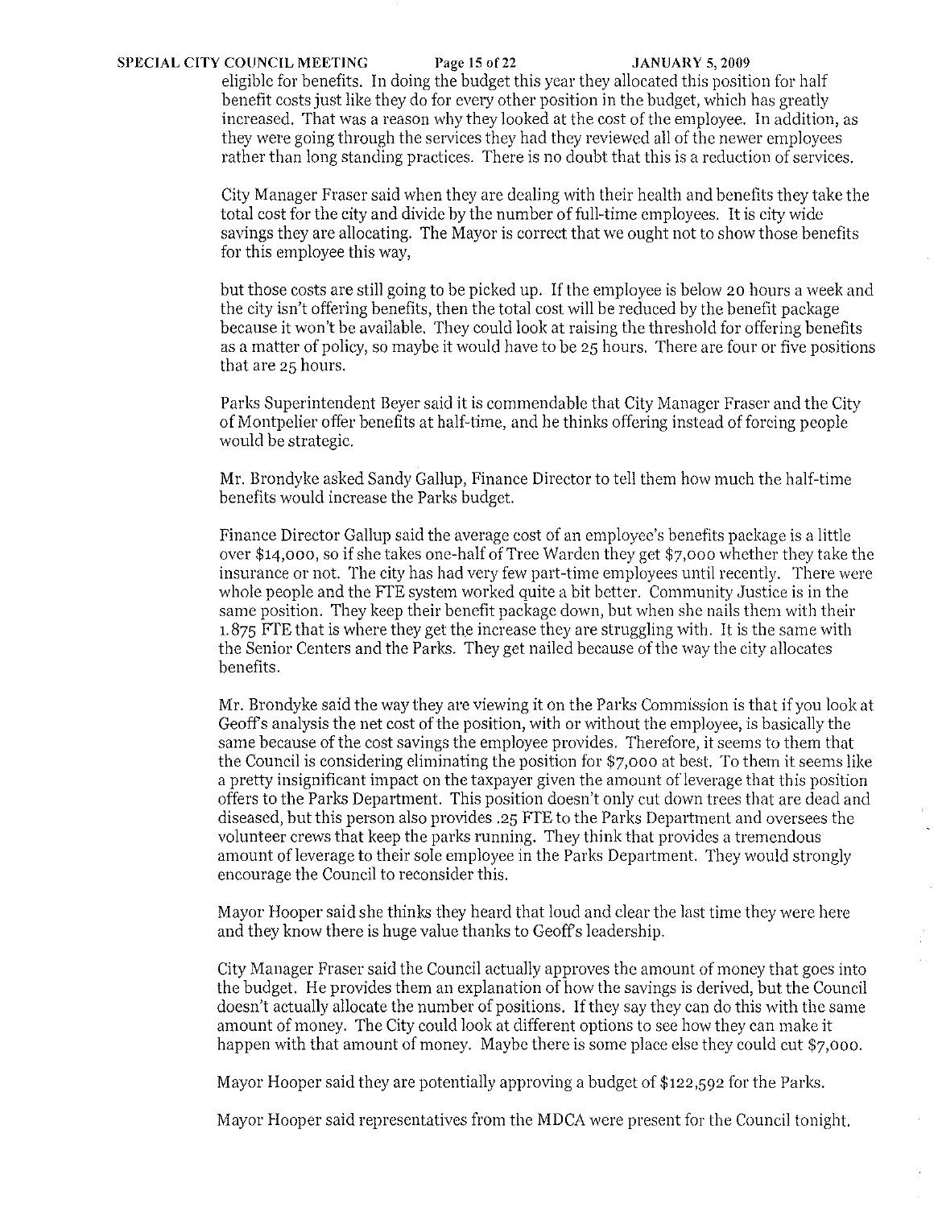eligible for benefits. In doing the budget this year they allocated this position for half benefit costs just like they do for every other position in the budget, which has greatly increased. That was a reason why they looked at the cost of the employee. In addition, as they were going through the services they had they reviewed all of the newer employees rather than long standing practices. There is no doubt that this is a reduction of services.

City Manager Fraser said when they are dealing with their health and benefits they take the total cost for the city and divide by the number of full-time employees. It is city wide savings they are allocating. The Mayor is correct that we ought not to show those benefits for this employee this way,

but those costs are still going to be picked up. If the employee is below 20 hours a week and the city isn't offering benefits, then the total cost will be reduced by the benefit package because it won't be available. They could look at raising the threshold for offering benefits as a matter of policy, so maybe it would have to be 25 hours. There are four or five positions that are 25 hours.

Parks Superintendent Beyer said it is commendable that City Manager Fraser and the City of Montpelier offer benefits at half-time, and he thinks offering instead of forcing people would be strategic.

Mr. Brondyke asked Sandy Gallup, Finance Director to tell them how much the half-time benefits would increase the Parks budget.

Finance Director Gallup said the average cost of an employee's benefits package is a little over $14,000, so if she takes one-half of Tree Warden they get $7,000 whether they take the insurance or not. The city has had very few part-time employees until recently. There were whole people and the FTE system worked quite a bit better. Community Justice is in the same position. They keep their benefit package down, but when she nails them with their 1.875 FTE that is where they get the increase they are struggling with. It is the same with the Senior Centers and the Parks. They get nailed because of the way the city allocates benefits.

Mr. Brondyke said the way they are viewing it on the Parks Commission is that if you look at Geoff's analysis the net cost of the position, with or without the employee, is basically the same because of the cost savings the employee provides. Therefore, it seems to them that the Council is considering eliminating the position for $7,000 at best. To them it seems like a pretty insignificant impact on the taxpayer given the amount of leverage that this position offers to the Parks Department. This position doesn't only cut down trees that are dead and diseased, but this person also provides .25 FTE to the Parks Department and oversees the volunteer crews that keep the parks running. They think that provides a tremendous amount of leverage to their sole employee in the Parks Department. They would strongly encourage the Council to reconsider this.

Mayor Hooper said she thinks they heard that loud and clear the last time they were here and they know there is huge value thanks to Geoff's leadership.

City Manager Fraser said the Council actually approves the amount of money that goes into the budget. He provides them an explanation of how the savings is derived, but the Council doesn't actually allocate the number of positions. If they say they can do this with the same amount of money. The City could look at different options to see how they can make it happen with that amount of money. Maybe there is some place else they could cut $7,000.

Mayor Hooper said they are potentially approving a budget of $122,592 for the Parks.

Mayor Hooper said representatives from the MDCA were present for the Council tonight.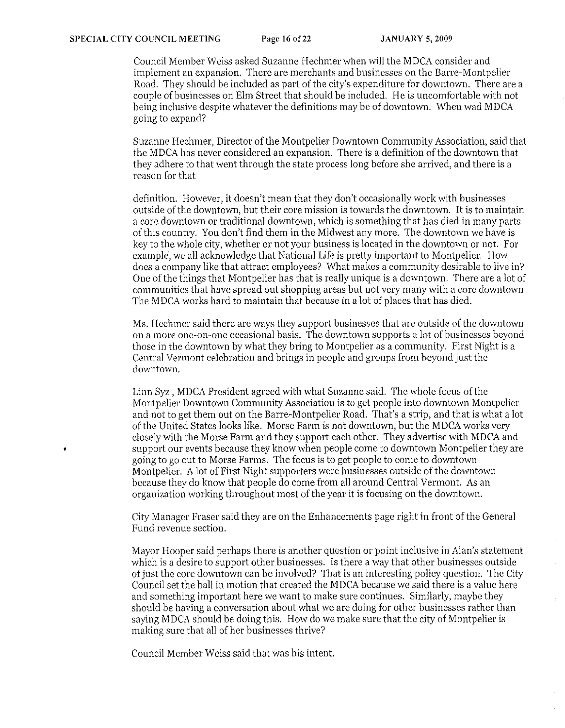Council Member Weiss asked Suzanne Hechmer when will the MDCA consider and implement an expansion. There are merchants and businesses on the Barre-Montpelier Road. They should be included as part of the city's expenditure for downtown. There are a couple of businesses on Elm Street that should be included. He is uncomfortable with not being inclusive despite whatever the definitions may be of downtown. When wad MDCA going to expand?

Suzanne Hechmer, Director of the Montpelier Downtown Community Association, said that the MDCA has never considered an expansion. There is a definition of the downtown that they adhere to that went through the state process long before she arrived, and there is a reason for that

definition. However, it doesn't mean that they don't occasionally work with businesses outside of the downtown, but their core mission is towards the downtown. It is to maintain a core downtown or traditional downtown, which is something that has died in many parts of this country. You don't find them in the Midwest any more. The downtown we have is key to the whole city, whether or not your business is located in the downtown or not. For example, we all acknowledge that National Life is pretty important to Montpelier. How does a company like that attract employees? What makes a community desirable to live in? One of the things that Montpelier has that is really unique is a downtown. There are a lot of communities that have spread out shopping areas but not very many with a core downtown. The MDCA works hard to maintain that because in a lot of places that has died.

Ms. Hechmer said there are ways they support businesses that are outside of the downtown on a more one-on-one occasional basis. The downtown supports a lot of businesses beyond those in the downtown by what they bring to Montpelier as a community. First Night is a Central Vermont celebration and brings in people and groups from beyond just the downtown.

Linn Syz , MDCA President agreed with what Suzanne said. The whole focus of the Montpelier Downtown Community Association is to get people into downtown Montpelier and not to get them out on the Barre-Montpelier Road. That's a strip, and that is what a lot of the United States looks like. Morse Farm is not downtown, but the MDCA works very closely with the Morse Farm and they support each other. They advertise with MDCA and support our events because they know when people come to downtown Montpelier they are going to go out to Morse Farms. The focus is to get people to come to downtown Montpelier. A lot of First Night supporters were businesses outside of the downtown because they do know that people do come from all around Central Vermont. As an organization working throughout most of the year it is focusing on the downtown.

City Manager Fraser said they are on the Enhancements page right in front of the General Fund revenue section.

Mayor Hooper said perhaps there is another question or point inclusive in Alan's statement which is a desire to support other businesses. Is there a way that other businesses outside of just the core downtown can be involved? That is an interesting policy question. The City Council set the ball in motion that created the MDCA because we said there is a value here and something important here we want to make sure continues. Similarly, maybe they should be having a conversation about what we are doing for other businesses rather than saying MDCA should be doing this. How do we make sure that the city of Montpelier is making sure that all of her businesses thrive?

Council Member Weiss said that was his intent.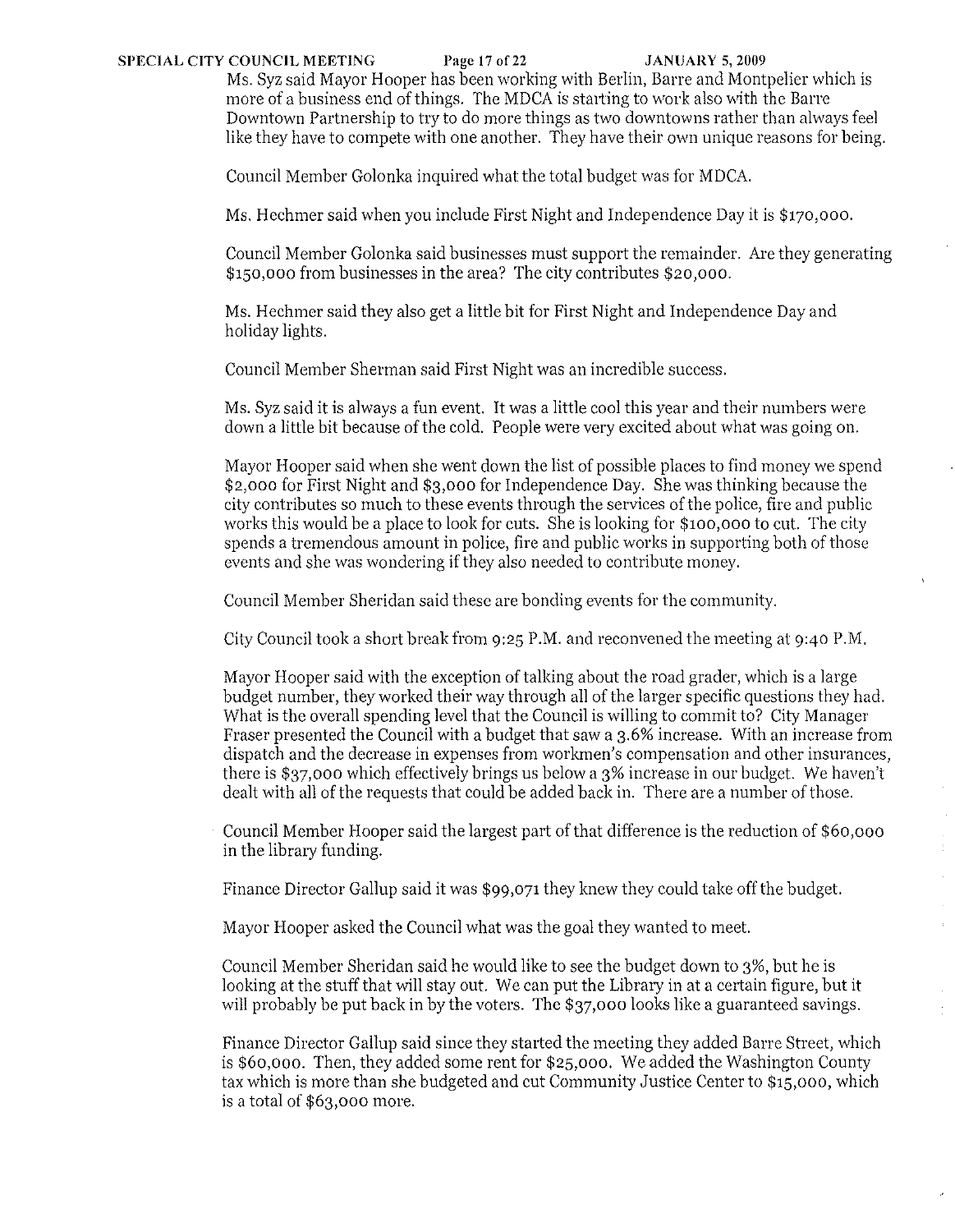Ms. Syz said Mayor Hooper has been working with Berlin, Barre and Montpelier which is more of a business end of things. The MDCA is starting to work also with the Barre Downtown Partnership to try to do more things as two downtowns rather than always feel like they have to compete with one another. They have their own unique reasons for being.

Council Member Golonka inquired what the total budget was for MDCA.

Ms. Hechmer said when you include First Night and Independence Day it is $170,000.

Council Member Golonka said businesses must support the remainder. Are they generating $150,000 from businesses in the area? The city contributes $20,000.

Ms. Hechmer said they also get a little bit for First Night and Independence Day and holiday lights.

Council Member Sherman said First Night was an incredible success.

Ms. Syz said it is always a fun event. It was a little cool this year and their numbers were down a little bit because of the cold. People were very excited about what was going on.

Mayor Hooper said when she went down the list of possible places to find money we spend $2,000 for First Night and $3,000 for Independence Day. She was thinking because the city contributes so much to these events through the services of the police, fire and public works this would be a place to look for cuts. She is looking for $100,000 to cut. The city spends a tremendous amount in police, fire and public works in supporting both of those events and she was wondering if they also needed to contribute money.

Council Member Sheridan said these are bonding events for the community.

City Council took a short break from 9:25 P.M. and reconvened the meeting at 9:40 P.M.

Mayor Hooper said with the exception of talking about the road grader, which is a large budget number, they worked their way through all of the larger specific questions they had. What is the overall spending level that the Council is willing to commit to? City Manager Fraser presented the Council with a budget that saw a 3.6% increase. With an increase from dispatch and the decrease in expenses from workmen's compensation and other insurances, there is $37,000 which effectively brings us below a 3% increase in our budget. We haven't dealt with all of the requests that could be added back in. There are a number of those.

Council Member Hooper said the largest part of that difference is the reduction of $60,000 in the library funding.

Finance Director Gallup said it was $99,071 they knew they could take off the budget.

Mayor Hooper asked the Council what was the goal they wanted to meet.

Council Member Sheridan said he would like to see the budget down to 3%, but he is looking at the stuff that will stay out. We can put the Library in at a certain figure, but it will probably be put back in by the voters. The $37,000 looks like a guaranteed savings.

Finance Director Gallup said since they started the meeting they added Barre Street, which is $60,000. Then, they added some rent for $25,000. We added the Washington County tax which is more than she budgeted and cut Community Justice Center to $15,000, which is a total of $63,000 more.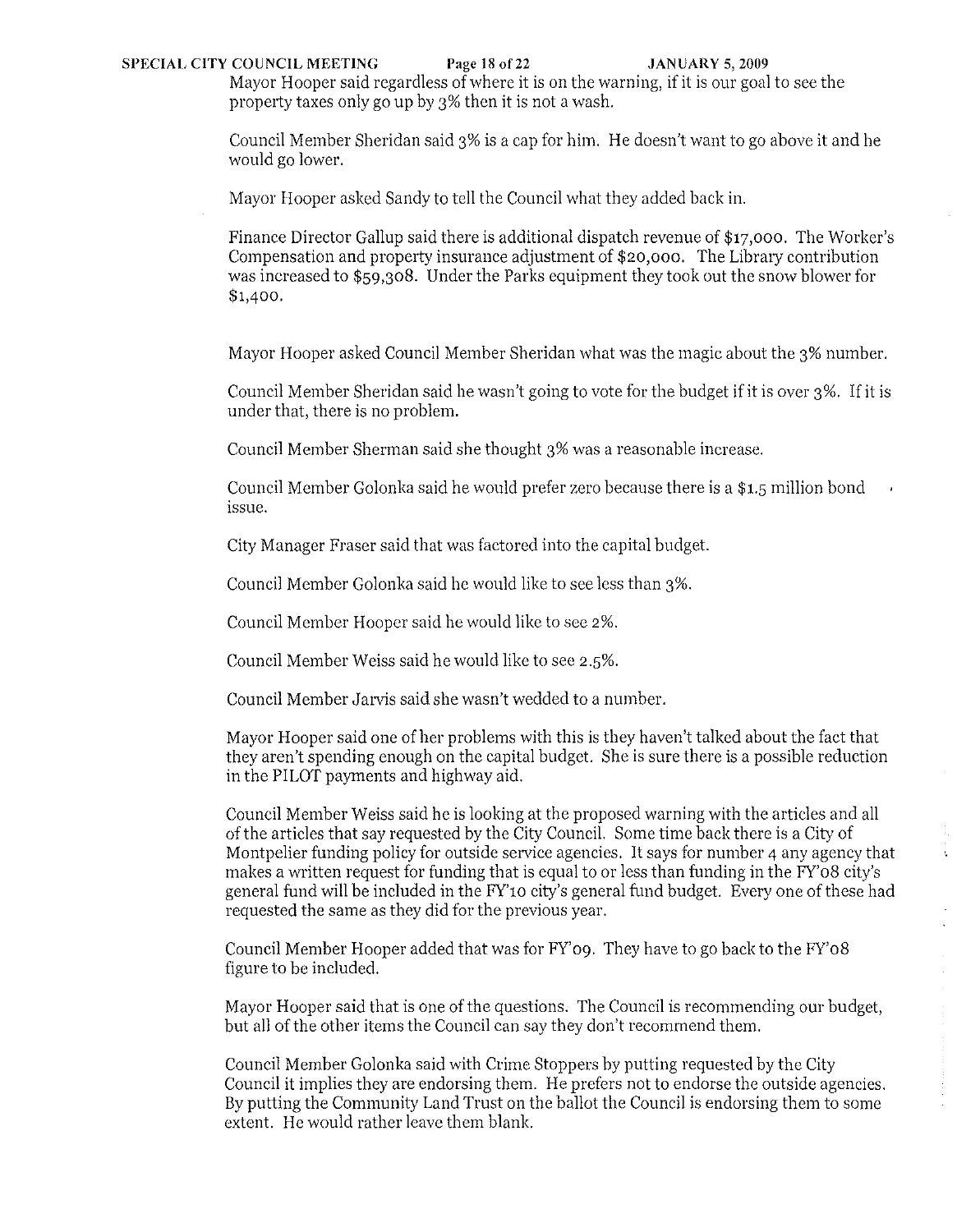Mayor Hooper said regardless of where it is on the warning, if it is our goal to see the property taxes only go up by 3% then it is not a wash.

Council Member Sheridan said 3% is a cap for him. He doesn't want to go above it and he would go lower.

Mayor Hooper asked Sandy to tell the Council what they added back in.

Finance Director Gallup said there is additional dispatch revenue of $17,000. The Worker's Compensation and property insurance adjustment of $20,000. The Library contribution was increased to $59,308. Under the Parks equipment they took out the snow blower for $1,400.

Mayor Hooper asked Council Member Sheridan what was the magic about the 3% number.

Council Member Sheridan said he wasn't going to vote for the budget if it is over 3%. If it is under that, there is no problem.

Council Member Sherman said she thought 3% was a reasonable increase.

Council Member Golonka said he would prefer zero because there is a $1.5 million bond issue.

City Manager Fraser said that was factored into the capital budget.

Council Member Golonka said he would like to see less than 3%.

Council Member Hooper said he would like to see 2%.

Council Member Weiss said he would like to see 2.5%.

Council Member Jarvis said she wasn't wedded to a number.

Mayor Hooper said one of her problems with this is they haven't talked about the fact that they aren't spending enough on the capital budget. She is sure there is a possible reduction in the PILOT payments and highway aid.

Council Member Weiss said he is looking at the proposed warning with the articles and all of the articles that say requested by the City Council. Some time back there is a City of Montpelier funding policy for outside service agencies. It says for number 4 any agency that makes a written request for funding that is equal to or less than funding in the FY'08 city's general fund will be included in the FY'10 city's general fund budget. Every one of these had requested the same as they did for the previous year.

Council Member Hooper added that was for FY'09. They have to go back to the FY'08 figure to be included.

Mayor Hooper said that is one of the questions. The Council is recommending our budget, but all of the other items the Council can say they don't recommend them.

Council Member Golonka said with Crime Stoppers by putting requested by the City Council it implies they are endorsing them. He prefers not to endorse the outside agencies. By putting the Community Land Trust on the ballot the Council is endorsing them to some extent. He would rather leave them blank.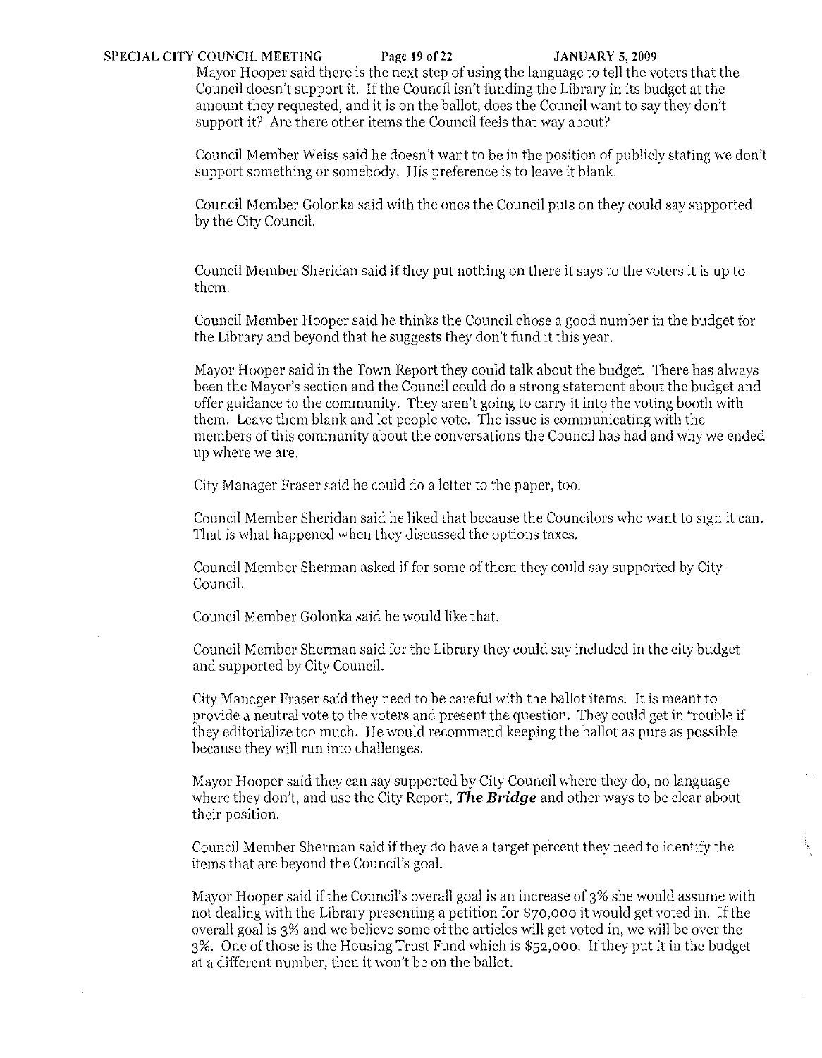Mayor Hooper said there is the next step of using the language to tell the voters that the Council doesn't support it. If the Council isn't funding the Library in its budget at the amount they requested, and it is on the ballot, does the Council want to say they don't support it? Are there other items the Council feels that way about?

Council Member Weiss said he doesn't want to be in the position of publicly stating we don't support something or somebody. His preference is to leave it blank.

Council Member Golonka said with the ones the Council puts on they could say supported by the City Council.

Council Member Sheridan said if they put nothing on there it says to the voters it is up to them.

Council Member Hooper said he thinks the Council chose a good number in the budget for the Library and beyond that he suggests they don't fund it this year.

Mayor Hooper said in the Town Report they could talk about the budget. There has always been the Mayor's section and the Council could do a strong statement about the budget and offer guidance to the community. They aren't going to carry it into the voting booth with them. Leave them blank and let people vote. The issue is communicating with the members of this community about the conversations the Council has had and why we ended up where we are.

City Manager Fraser said he could do a letter to the paper, too.

Council Member Sheridan said he liked that because the Councilors who want to sign it can. That is what happened when they discussed the options taxes.

Council Member Sherman asked if for some of them they could say supported by City Council.

Council Member Golonka said he would like that.

Council Member Sherman said for the Library they could say included in the city budget and supported by City Council.

City Manager Fraser said they need to be careful with the ballot items. It is meant to provide a neutral vote to the voters and present the question. They could get in trouble if they editorialize too much. He would recommend keeping the ballot as pure as possible because they will run into challenges.

Mayor Hooper said they can say supported by City Council where they do, no language where they don't, and use the City Report, ***The Bridge*** and other ways to be clear about their position.

Council Member Sherman said if they do have a target percent they need to identify the items that are beyond the Council's goal.

Mayor Hooper said if the Council's overall goal is an increase of 3% she would assume with not dealing with the Library presenting a petition for $70,000 it would get voted in. If the overall goal is 3% and we believe some of the articles will get voted in, we will be over the 3%. One of those is the Housing Trust Fund which is $52,000. If they put it in the budget at a different number, then it won't be on the ballot.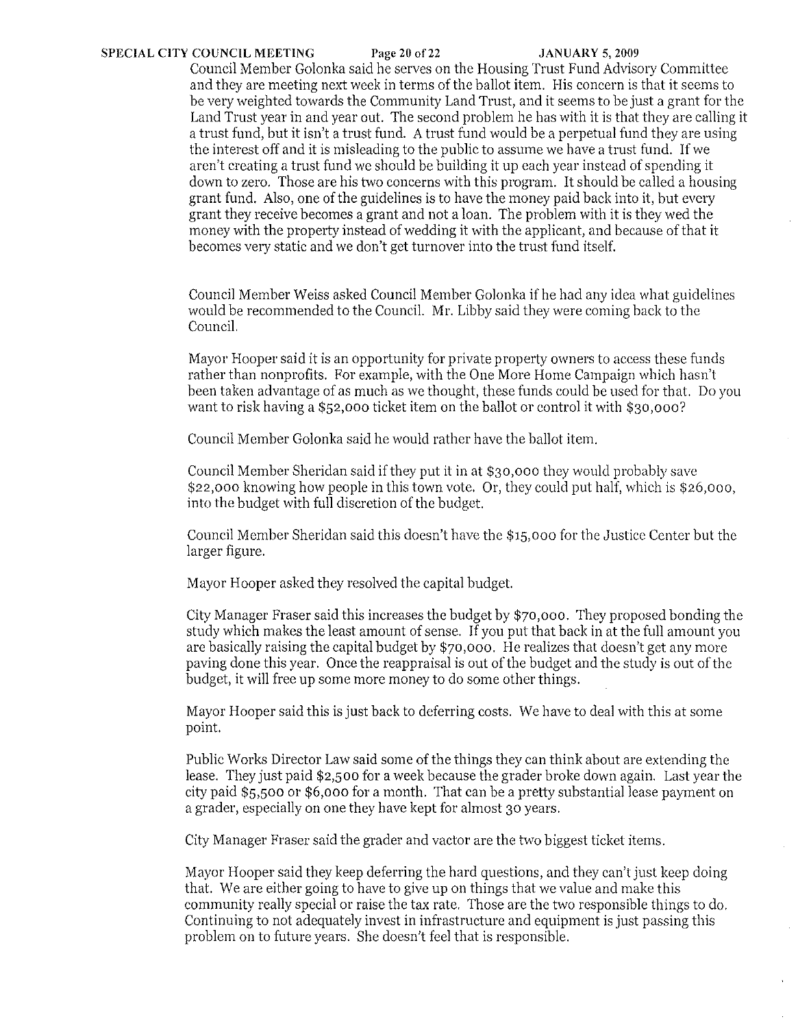Council Member Golonka said he serves on the Housing Trust Fund Advisory Committee and they are meeting next week in terms of the ballot item. His concern is that it seems to be very weighted towards the Community Land Trust, and it seems to be just a grant for the Land Trust year in and year out. The second problem he has with it is that they are calling it a trust fund, but it isn't a trust fund. A trust fund would be a perpetual fund they are using the interest off and it is misleading to the public to assume we have a trust fund. If we aren't creating a trust fund we should be building it up each year instead of spending it down to zero. Those are his two concerns with this program. It should be called a housing grant fund. Also, one of the guidelines is to have the money paid back into it, but every grant they receive becomes a grant and not a loan. The problem with it is they wed the money with the property instead of wedding it with the applicant, and because of that it becomes very static and we don't get turnover into the trust fund itself.

Council Member Weiss asked Council Member Golonka if he had any idea what guidelines would be recommended to the Council. Mr. Libby said they were coming back to the Council.

Mayor Hooper said it is an opportunity for private property owners to access these funds rather than nonprofits. For example, with the One More Home Campaign which hasn't been taken advantage of as much as we thought, these funds could be used for that. Do you want to risk having a $52,000 ticket item on the ballot or control it with $30,000?

Council Member Golonka said he would rather have the ballot item.

Council Member Sheridan said if they put it in at $30,000 they would probably save $22,000 knowing how people in this town vote. Or, they could put half, which is $26,000, into the budget with full discretion of the budget.

Council Member Sheridan said this doesn't have the $15,000 for the Justice Center but the larger figure.

Mayor Hooper asked they resolved the capital budget.

City Manager Fraser said this increases the budget by $70,000. They proposed bonding the study which makes the least amount of sense. If you put that back in at the full amount you are basically raising the capital budget by $70,000. He realizes that doesn't get any more paving done this year. Once the reappraisal is out of the budget and the study is out of the budget, it will free up some more money to do some other things.

Mayor Hooper said this is just back to deferring costs. We have to deal with this at some point.

Public Works Director Law said some of the things they can think about are extending the lease. They just paid $2,500 for a week because the grader broke down again. Last year the city paid $5,500 or $6,000 for a month. That can be a pretty substantial lease payment on a grader, especially on one they have kept for almost 30 years.

City Manager Fraser said the grader and vactor are the two biggest ticket items.

Mayor Hooper said they keep deferring the hard questions, and they can't just keep doing that. We are either going to have to give up on things that we value and make this community really special or raise the tax rate. Those are the two responsible things to do. Continuing to not adequately invest in infrastructure and equipment is just passing this problem on to future years. She doesn't feel that is responsible.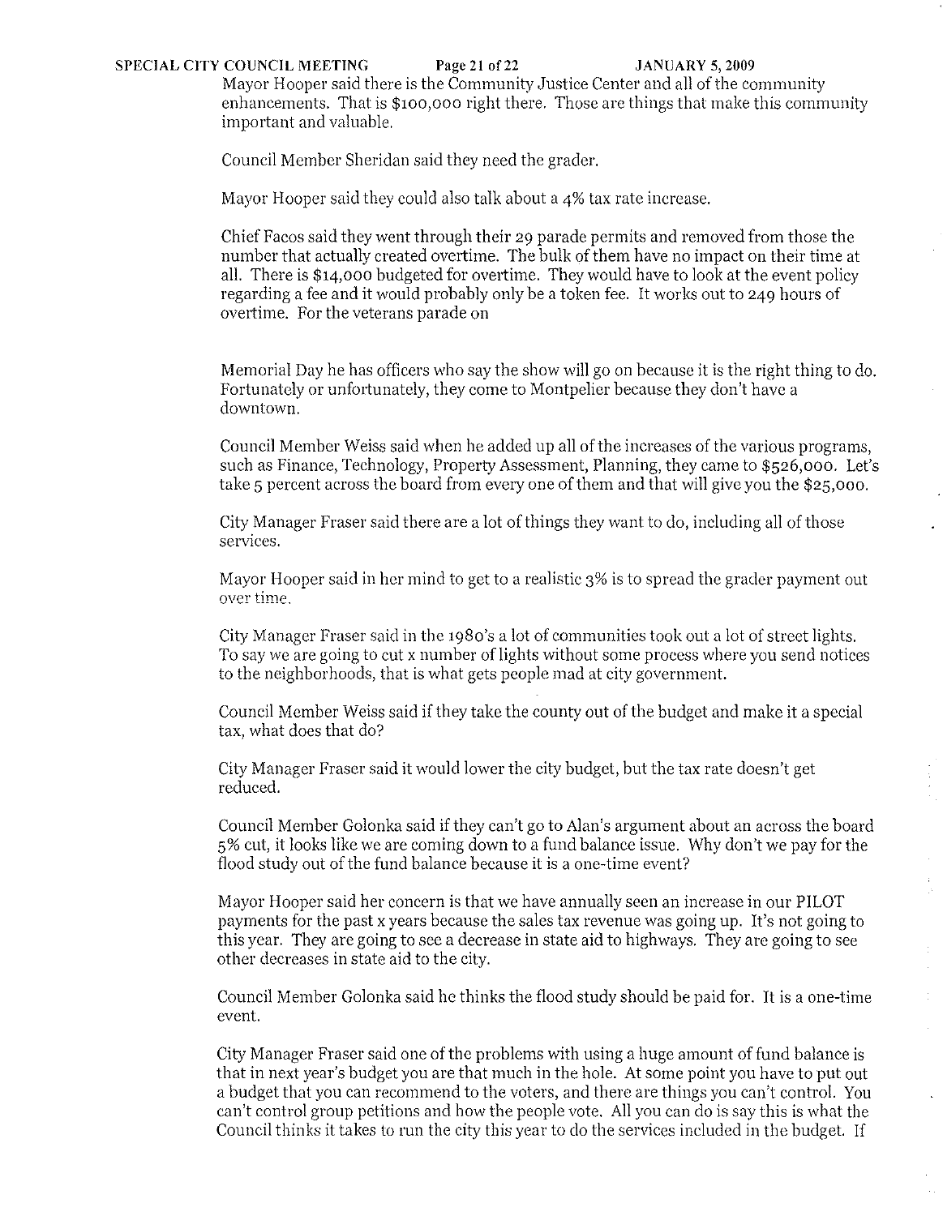Mayor Hooper said there is the Community Justice Center and all of the community enhancements. That is $100,000 right there. Those are things that make this community important and valuable.

Council Member Sheridan said they need the grader.

Mayor Hooper said they could also talk about a 4% tax rate increase.

Chief Facos said they went through their 29 parade permits and removed from those the number that actually created overtime. The bulk of them have no impact on their time at all. There is $14,000 budgeted for overtime. They would have to look at the event policy regarding a fee and it would probably only be a token fee. It works out to 249 hours of overtime. For the veterans parade on

Memorial Day he has officers who say the show will go on because it is the right thing to do. Fortunately or unfortunately, they come to Montpelier because they don't have a downtown.

Council Member Weiss said when he added up all of the increases of the various programs, such as Finance, Technology, Property Assessment, Planning, they came to $526,000. Let's take 5 percent across the board from every one of them and that will give you the $25,000.

City Manager Fraser said there are a lot of things they want to do, including all of those services.

Mayor Hooper said in her mind to get to a realistic 3% is to spread the grader payment out over time.

City Manager Fraser said in the 1980's a lot of communities took out a lot of street lights. To say we are going to cut x number of lights without some process where you send notices to the neighborhoods, that is what gets people mad at city government.

Council Member Weiss said if they take the county out of the budget and make it a special tax, what does that do?

City Manager Fraser said it would lower the city budget, but the tax rate doesn't get reduced.

Council Member Golonka said if they can't go to Alan's argument about an across the board 5% cut, it looks like we are coming down to a fund balance issue. Why don't we pay for the flood study out of the fund balance because it is a one-time event?

Mayor Hooper said her concern is that we have annually seen an increase in our PILOT payments for the past x years because the sales tax revenue was going up. It's not going to this year. They are going to see a decrease in state aid to highways. They are going to see other decreases in state aid to the city.

Council Member Golonka said he thinks the flood study should be paid for. It is a one-time event.

City Manager Fraser said one of the problems with using a huge amount of fund balance is that in next year's budget you are that much in the hole. At some point you have to put out a budget that you can recommend to the voters, and there are things you can't control. You can't control group petitions and how the people vote. All you can do is say this is what the Council thinks it takes to run the city this year to do the services included in the budget. If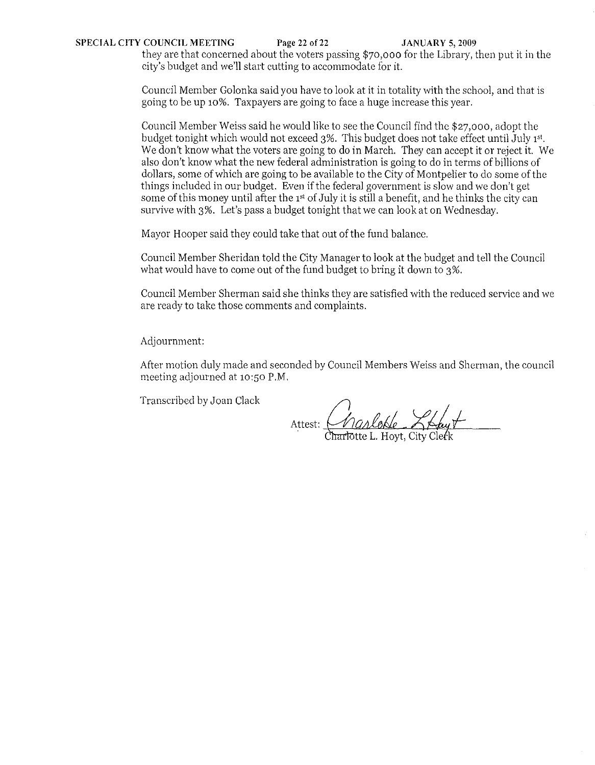they are that concerned about the voters passing $70,000 for the Library, then put it in the city's budget and we'll start cutting to accommodate for it.

Council Member Golonka said you have to look at it in totality with the school, and that is going to be up 10%. Taxpayers are going to face a huge increase this year.

Council Member Weiss said he would like to see the Council find the $27,000, adopt the budget tonight which would not exceed 3%. This budget does not take effect until July 1st. We don't know what the voters are going to do in March. They can accept it or reject it. We also don't know what the new federal administration is going to do in terms of billions of dollars, some of which are going to be available to the City of Montpelier to do some of the things included in our budget. Even if the federal government is slow and we don't get some of this money until after the 1st of July it is still a benefit, and he thinks the city can survive with 3%. Let's pass a budget tonight that we can look at on Wednesday.

Mayor Hooper said they could take that out of the fund balance.

Council Member Sheridan told the City Manager to look at the budget and tell the Council what would have to come out of the fund budget to bring it down to 3%.

Council Member Sherman said she thinks they are satisfied with the reduced service and we are ready to take those comments and complaints.

Adjournment:

After motion duly made and seconded by Council Members Weiss and Sherman, the council meeting adjourned at 10:50 P.M.

Transcribed by Joan Clack

Attest: Charlotte L. Hoyt

Charlotte L. Hoyt, City Clerk